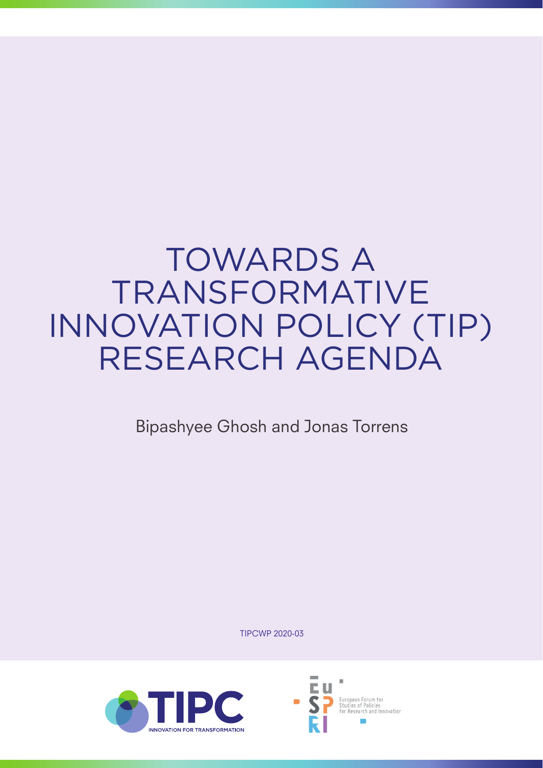# TOWARDS A TRANSFORMATIVE INNOVATION POLICY (TIP) RESEARCH AGENDA

Bipashyee Ghosh and Jonas Torrens

TIPCWP 2020-03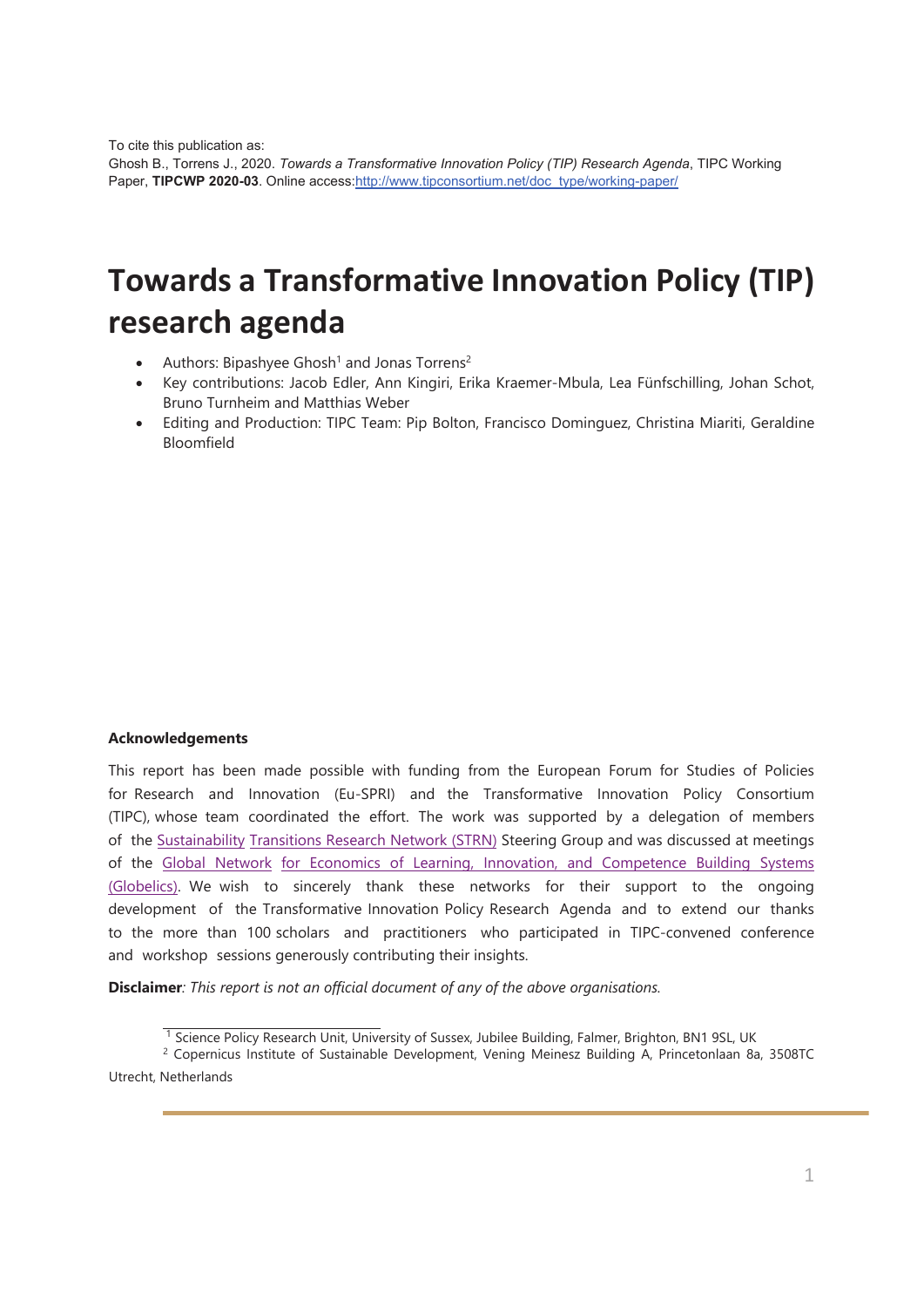To cite this publication as:
Ghosh B., Torrens J., 2020. *Towards a Transformative Innovation Policy (TIP) Research Agenda*, TIPC Working Paper, **TIPCWP 2020-03**. Online access:[http://www.tipconsortium.net/doc_type/working-paper/](http://www.tipconsortium.net/doc_type/working-paper/)

# Towards a Transformative Innovation Policy (TIP) research agenda

- Authors: Bipashyee Ghosh[1] and Jonas Torrens[2]
- Key contributions: Jacob Edler, Ann Kingiri, Erika Kraemer-Mbula, Lea Fünfschilling, Johan Schot, Bruno Turnheim and Matthias Weber
- Editing and Production: TIPC Team: Pip Bolton, Francisco Dominguez, Christina Miariti, Geraldine Bloomfield

**Acknowledgements**

This report has been made possible with funding from the European Forum for Studies of Policies for Research and Innovation (Eu-SPRI) and the Transformative Innovation Policy Consortium (TIPC), whose team coordinated the effort. The work was supported by a delegation of members of the Sustainability Transitions Research Network (STRN) Steering Group and was discussed at meetings of the Global Network for Economics of Learning, Innovation, and Competence Building Systems (Globelics). We wish to sincerely thank these networks for their support to the ongoing development of the Transformative Innovation Policy Research Agenda and to extend our thanks to the more than 100 scholars and practitioners who participated in TIPC-convened conference and workshop sessions generously contributing their insights.

**Disclaimer**: *This report is not an official document of any of the above organisations.*

[1] Science Policy Research Unit, University of Sussex, Jubilee Building, Falmer, Brighton, BN1 9SL, UK

[2] Copernicus Institute of Sustainable Development, Vening Meinesz Building A, Princetonlaan 8a, 3508TC Utrecht, Netherlands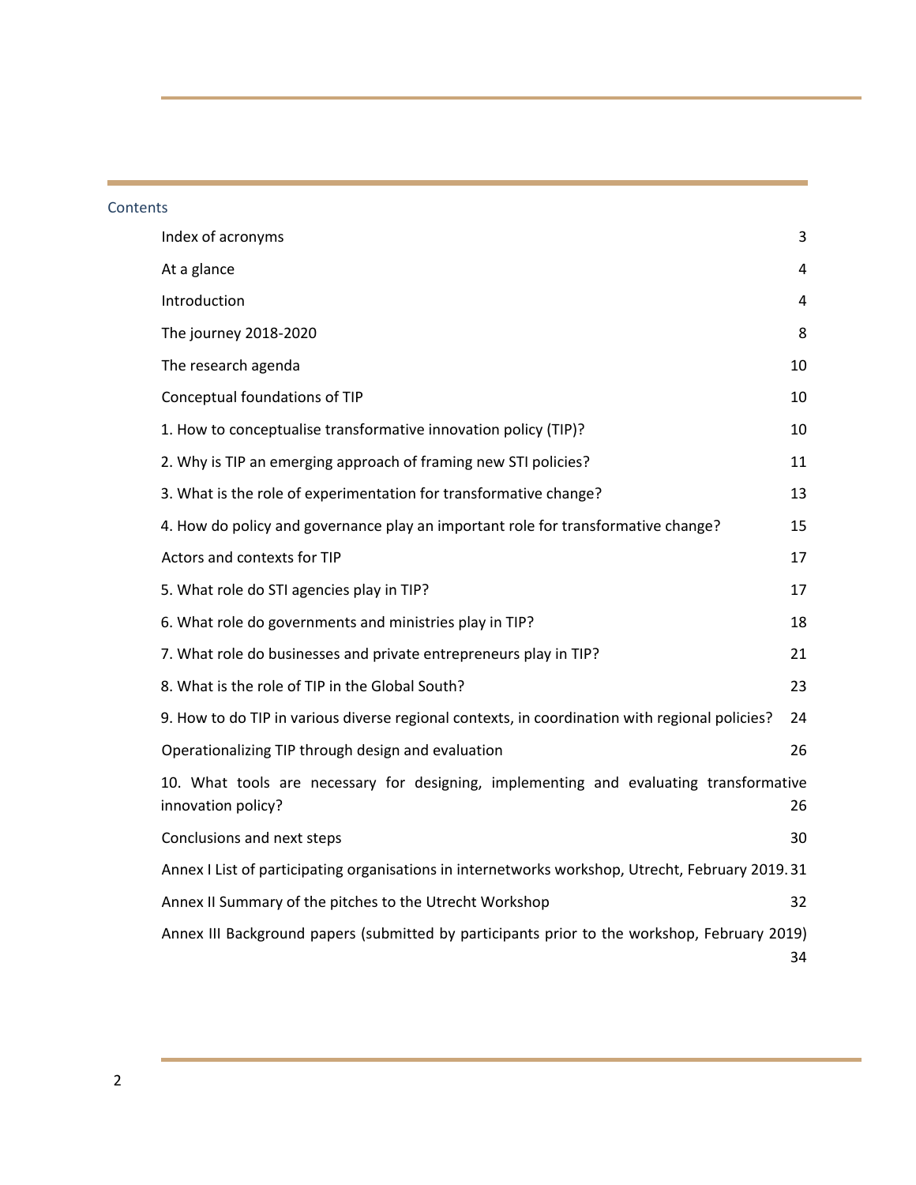## Contents

| | |
|---|---|
| Index of acronyms | 3 |
| At a glance | 4 |
| Introduction | 4 |
| The journey 2018-2020 | 8 |
| The research agenda | 10 |
| Conceptual foundations of TIP | 10 |
| 1. How to conceptualise transformative innovation policy (TIP)? | 10 |
| 2. Why is TIP an emerging approach of framing new STI policies? | 11 |
| 3. What is the role of experimentation for transformative change? | 13 |
| 4. How do policy and governance play an important role for transformative change? | 15 |
| Actors and contexts for TIP | 17 |
| 5. What role do STI agencies play in TIP? | 17 |
| 6. What role do governments and ministries play in TIP? | 18 |
| 7. What role do businesses and private entrepreneurs play in TIP? | 21 |
| 8. What is the role of TIP in the Global South? | 23 |
| 9. How to do TIP in various diverse regional contexts, in coordination with regional policies? | 24 |
| Operationalizing TIP through design and evaluation | 26 |
| 10. What tools are necessary for designing, implementing and evaluating transformative innovation policy? | 26 |
| Conclusions and next steps | 30 |
| Annex I List of participating organisations in internetworks workshop, Utrecht, February 2019. | 31 |
| Annex II Summary of the pitches to the Utrecht Workshop | 32 |
| Annex III Background papers (submitted by participants prior to the workshop, February 2019) | 34 |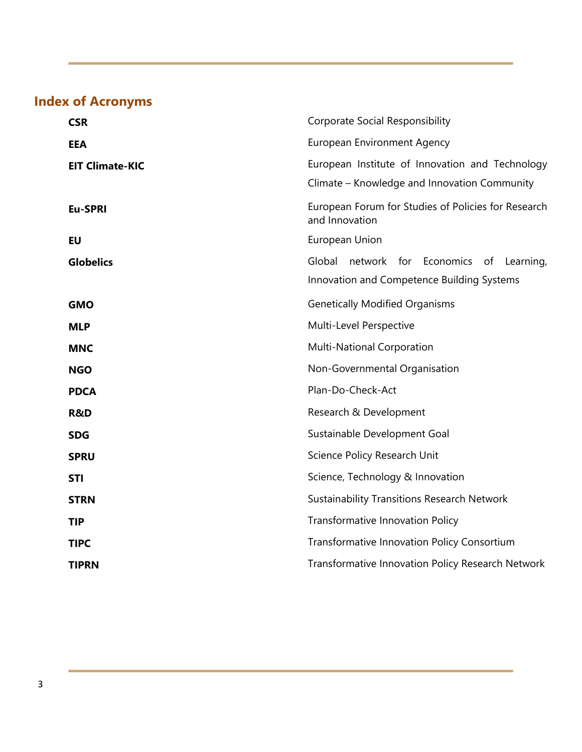## Index of Acronyms

| | |
|---|---|
| **CSR** | Corporate Social Responsibility |
| **EEA** | European Environment Agency |
| **EIT Climate-KIC** | European Institute of Innovation and Technology Climate – Knowledge and Innovation Community |
| **Eu-SPRI** | European Forum for Studies of Policies for Research and Innovation |
| **EU** | European Union |
| **Globelics** | Global network for Economics of Learning, Innovation and Competence Building Systems |
| **GMO** | Genetically Modified Organisms |
| **MLP** | Multi-Level Perspective |
| **MNC** | Multi-National Corporation |
| **NGO** | Non-Governmental Organisation |
| **PDCA** | Plan-Do-Check-Act |
| **R&D** | Research & Development |
| **SDG** | Sustainable Development Goal |
| **SPRU** | Science Policy Research Unit |
| **STI** | Science, Technology & Innovation |
| **STRN** | Sustainability Transitions Research Network |
| **TIP** | Transformative Innovation Policy |
| **TIPC** | Transformative Innovation Policy Consortium |
| **TIPRN** | Transformative Innovation Policy Research Network |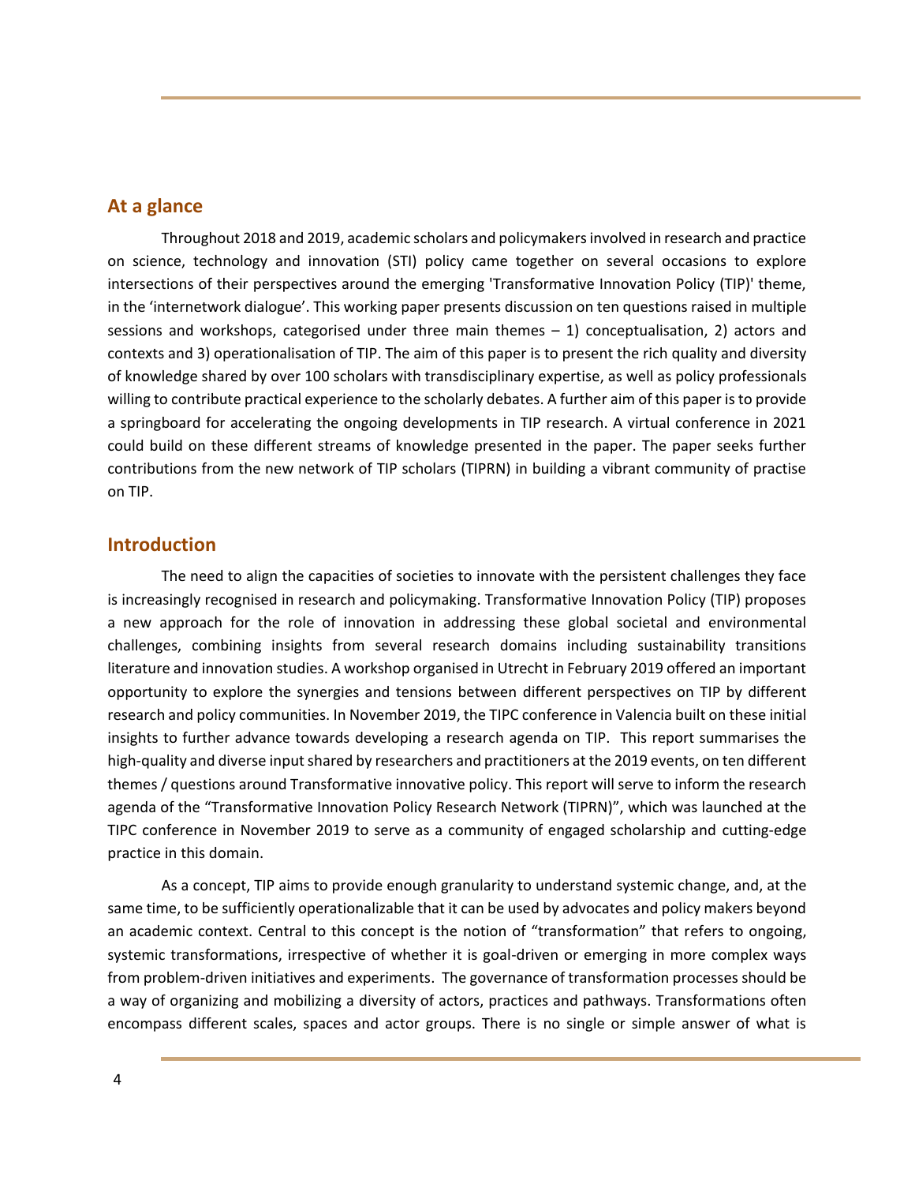## At a glance

Throughout 2018 and 2019, academic scholars and policymakers involved in research and practice on science, technology and innovation (STI) policy came together on several occasions to explore intersections of their perspectives around the emerging 'Transformative Innovation Policy (TIP)' theme, in the 'internetwork dialogue'. This working paper presents discussion on ten questions raised in multiple sessions and workshops, categorised under three main themes – 1) conceptualisation, 2) actors and contexts and 3) operationalisation of TIP. The aim of this paper is to present the rich quality and diversity of knowledge shared by over 100 scholars with transdisciplinary expertise, as well as policy professionals willing to contribute practical experience to the scholarly debates. A further aim of this paper is to provide a springboard for accelerating the ongoing developments in TIP research. A virtual conference in 2021 could build on these different streams of knowledge presented in the paper. The paper seeks further contributions from the new network of TIP scholars (TIPRN) in building a vibrant community of practise on TIP.

## Introduction

The need to align the capacities of societies to innovate with the persistent challenges they face is increasingly recognised in research and policymaking. Transformative Innovation Policy (TIP) proposes a new approach for the role of innovation in addressing these global societal and environmental challenges, combining insights from several research domains including sustainability transitions literature and innovation studies. A workshop organised in Utrecht in February 2019 offered an important opportunity to explore the synergies and tensions between different perspectives on TIP by different research and policy communities. In November 2019, the TIPC conference in Valencia built on these initial insights to further advance towards developing a research agenda on TIP. This report summarises the high-quality and diverse input shared by researchers and practitioners at the 2019 events, on ten different themes / questions around Transformative innovative policy. This report will serve to inform the research agenda of the "Transformative Innovation Policy Research Network (TIPRN)", which was launched at the TIPC conference in November 2019 to serve as a community of engaged scholarship and cutting-edge practice in this domain.

As a concept, TIP aims to provide enough granularity to understand systemic change, and, at the same time, to be sufficiently operationalizable that it can be used by advocates and policy makers beyond an academic context. Central to this concept is the notion of "transformation" that refers to ongoing, systemic transformations, irrespective of whether it is goal-driven or emerging in more complex ways from problem-driven initiatives and experiments. The governance of transformation processes should be a way of organizing and mobilizing a diversity of actors, practices and pathways. Transformations often encompass different scales, spaces and actor groups. There is no single or simple answer of what is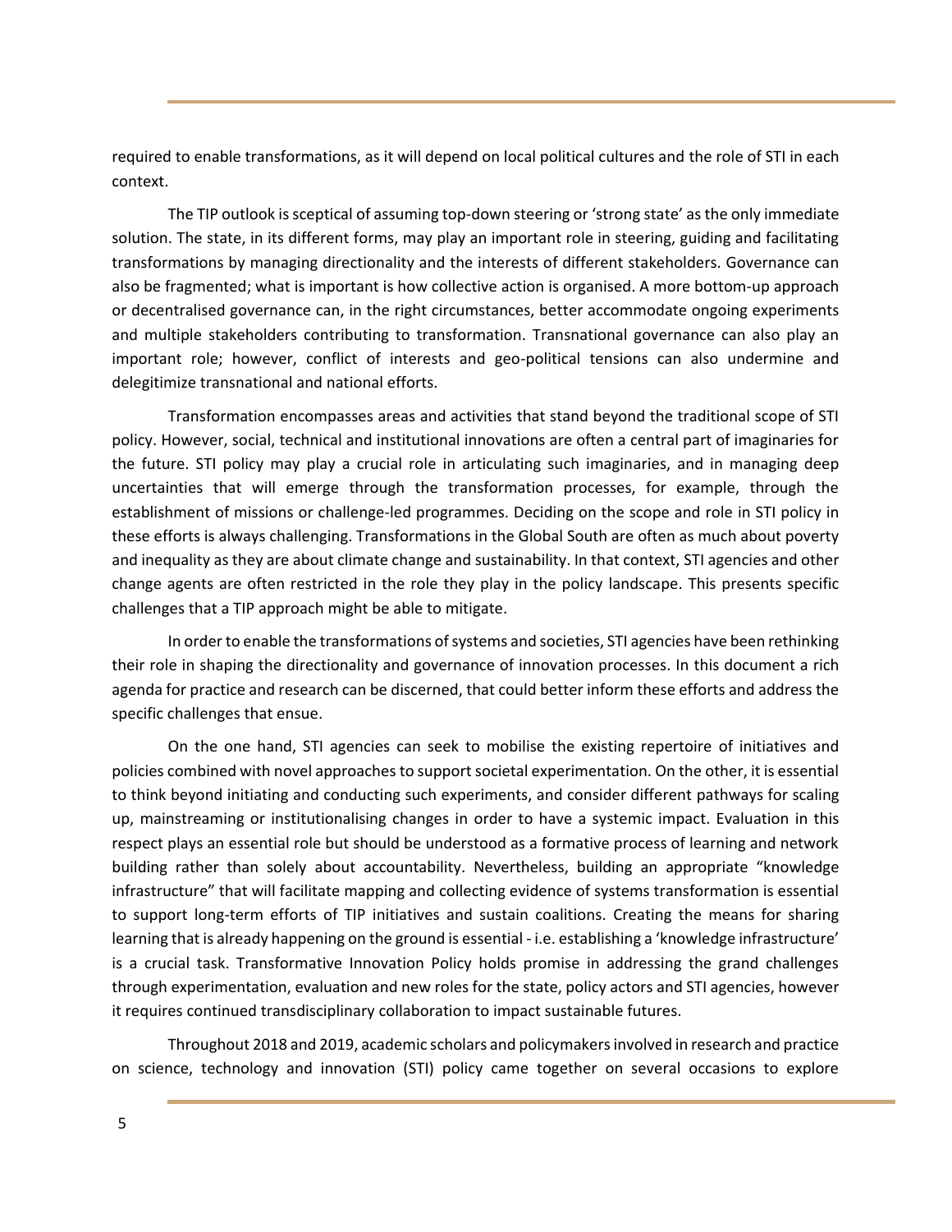required to enable transformations, as it will depend on local political cultures and the role of STI in each context.

The TIP outlook is sceptical of assuming top-down steering or 'strong state' as the only immediate solution. The state, in its different forms, may play an important role in steering, guiding and facilitating transformations by managing directionality and the interests of different stakeholders. Governance can also be fragmented; what is important is how collective action is organised. A more bottom-up approach or decentralised governance can, in the right circumstances, better accommodate ongoing experiments and multiple stakeholders contributing to transformation. Transnational governance can also play an important role; however, conflict of interests and geo-political tensions can also undermine and delegitimize transnational and national efforts.

Transformation encompasses areas and activities that stand beyond the traditional scope of STI policy. However, social, technical and institutional innovations are often a central part of imaginaries for the future. STI policy may play a crucial role in articulating such imaginaries, and in managing deep uncertainties that will emerge through the transformation processes, for example, through the establishment of missions or challenge-led programmes. Deciding on the scope and role in STI policy in these efforts is always challenging. Transformations in the Global South are often as much about poverty and inequality as they are about climate change and sustainability. In that context, STI agencies and other change agents are often restricted in the role they play in the policy landscape. This presents specific challenges that a TIP approach might be able to mitigate.

In order to enable the transformations of systems and societies, STI agencies have been rethinking their role in shaping the directionality and governance of innovation processes. In this document a rich agenda for practice and research can be discerned, that could better inform these efforts and address the specific challenges that ensue.

On the one hand, STI agencies can seek to mobilise the existing repertoire of initiatives and policies combined with novel approaches to support societal experimentation. On the other, it is essential to think beyond initiating and conducting such experiments, and consider different pathways for scaling up, mainstreaming or institutionalising changes in order to have a systemic impact. Evaluation in this respect plays an essential role but should be understood as a formative process of learning and network building rather than solely about accountability. Nevertheless, building an appropriate "knowledge infrastructure" that will facilitate mapping and collecting evidence of systems transformation is essential to support long-term efforts of TIP initiatives and sustain coalitions. Creating the means for sharing learning that is already happening on the ground is essential - i.e. establishing a 'knowledge infrastructure' is a crucial task. Transformative Innovation Policy holds promise in addressing the grand challenges through experimentation, evaluation and new roles for the state, policy actors and STI agencies, however it requires continued transdisciplinary collaboration to impact sustainable futures.

Throughout 2018 and 2019, academic scholars and policymakers involved in research and practice on science, technology and innovation (STI) policy came together on several occasions to explore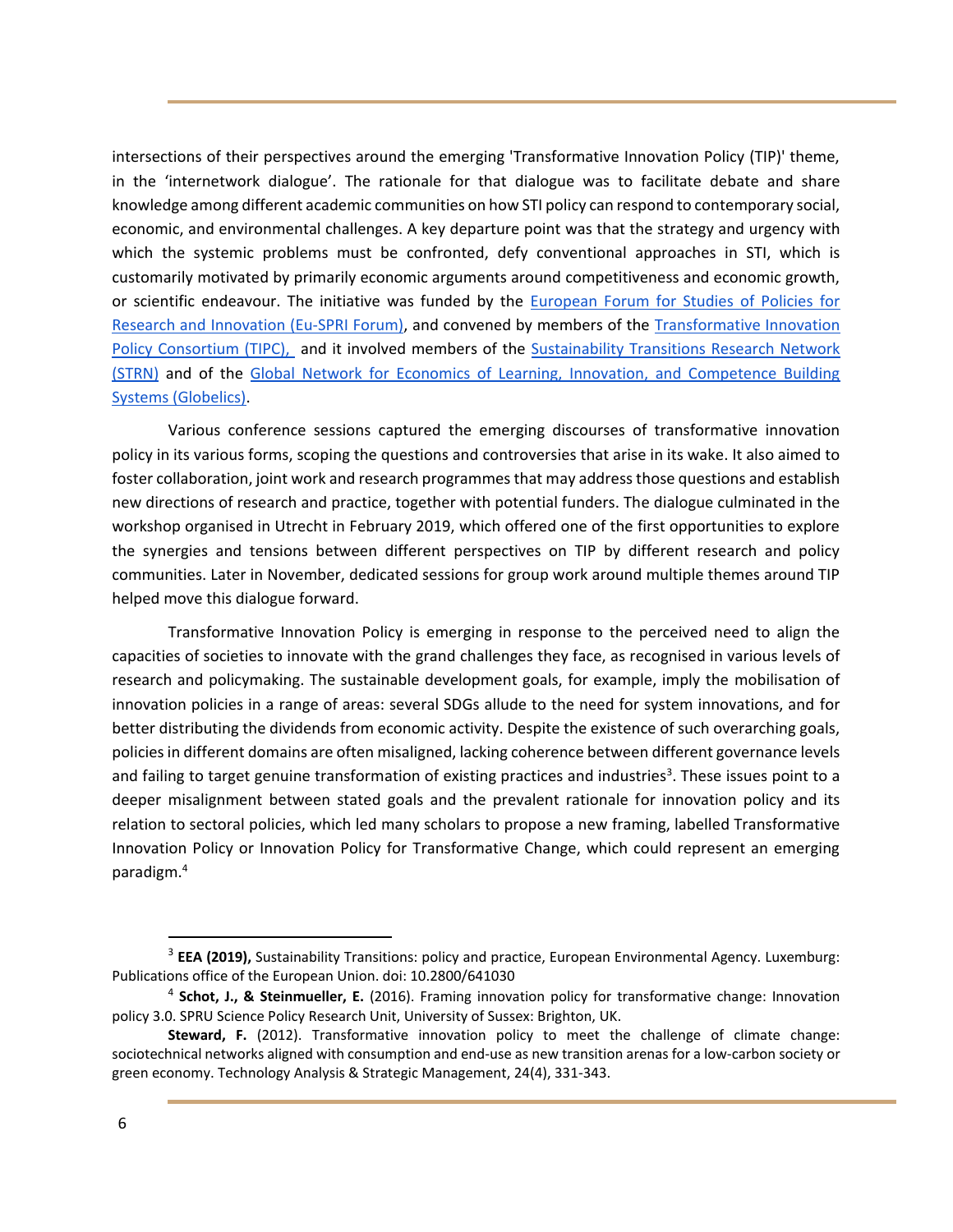intersections of their perspectives around the emerging 'Transformative Innovation Policy (TIP)' theme, in the 'internetwork dialogue'. The rationale for that dialogue was to facilitate debate and share knowledge among different academic communities on how STI policy can respond to contemporary social, economic, and environmental challenges. A key departure point was that the strategy and urgency with which the systemic problems must be confronted, defy conventional approaches in STI, which is customarily motivated by primarily economic arguments around competitiveness and economic growth, or scientific endeavour. The initiative was funded by the European Forum for Studies of Policies for Research and Innovation (Eu-SPRI Forum), and convened by members of the Transformative Innovation Policy Consortium (TIPC), and it involved members of the Sustainability Transitions Research Network (STRN) and of the Global Network for Economics of Learning, Innovation, and Competence Building Systems (Globelics).

Various conference sessions captured the emerging discourses of transformative innovation policy in its various forms, scoping the questions and controversies that arise in its wake. It also aimed to foster collaboration, joint work and research programmes that may address those questions and establish new directions of research and practice, together with potential funders. The dialogue culminated in the workshop organised in Utrecht in February 2019, which offered one of the first opportunities to explore the synergies and tensions between different perspectives on TIP by different research and policy communities. Later in November, dedicated sessions for group work around multiple themes around TIP helped move this dialogue forward.

Transformative Innovation Policy is emerging in response to the perceived need to align the capacities of societies to innovate with the grand challenges they face, as recognised in various levels of research and policymaking. The sustainable development goals, for example, imply the mobilisation of innovation policies in a range of areas: several SDGs allude to the need for system innovations, and for better distributing the dividends from economic activity. Despite the existence of such overarching goals, policies in different domains are often misaligned, lacking coherence between different governance levels and failing to target genuine transformation of existing practices and industries[3]. These issues point to a deeper misalignment between stated goals and the prevalent rationale for innovation policy and its relation to sectoral policies, which led many scholars to propose a new framing, labelled Transformative Innovation Policy or Innovation Policy for Transformative Change, which could represent an emerging paradigm.[4]

---

[3] **EEA (2019),** Sustainability Transitions: policy and practice, European Environmental Agency. Luxemburg: Publications office of the European Union. doi: 10.2800/641030

[4] **Schot, J., & Steinmueller, E.** (2016). Framing innovation policy for transformative change: Innovation policy 3.0. SPRU Science Policy Research Unit, University of Sussex: Brighton, UK.

**Steward, F.** (2012). Transformative innovation policy to meet the challenge of climate change: sociotechnical networks aligned with consumption and end-use as new transition arenas for a low-carbon society or green economy. Technology Analysis & Strategic Management, 24(4), 331-343.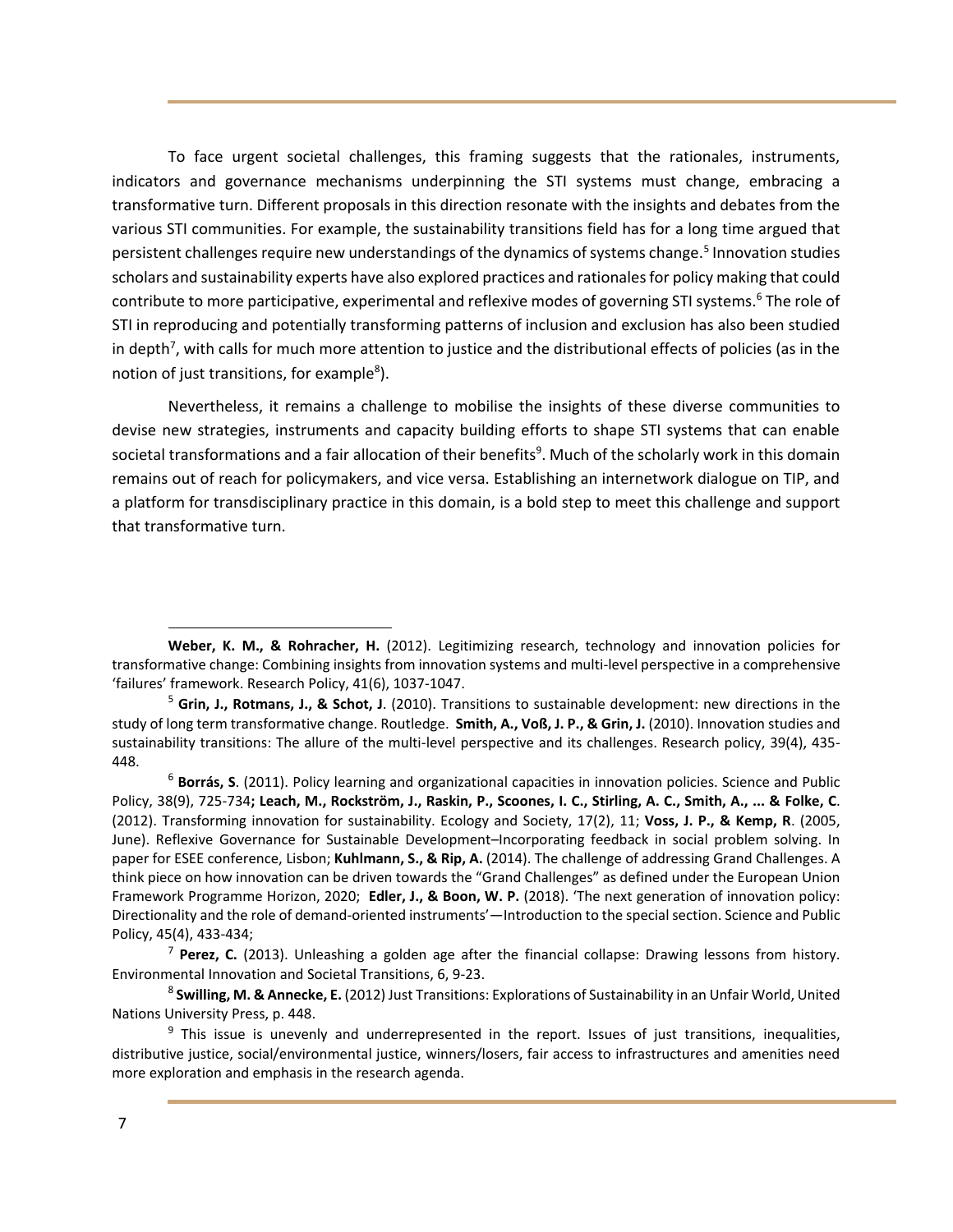To face urgent societal challenges, this framing suggests that the rationales, instruments, indicators and governance mechanisms underpinning the STI systems must change, embracing a transformative turn. Different proposals in this direction resonate with the insights and debates from the various STI communities. For example, the sustainability transitions field has for a long time argued that persistent challenges require new understandings of the dynamics of systems change.[5] Innovation studies scholars and sustainability experts have also explored practices and rationales for policy making that could contribute to more participative, experimental and reflexive modes of governing STI systems.[6] The role of STI in reproducing and potentially transforming patterns of inclusion and exclusion has also been studied in depth[7], with calls for much more attention to justice and the distributional effects of policies (as in the notion of just transitions, for example[8]).

Nevertheless, it remains a challenge to mobilise the insights of these diverse communities to devise new strategies, instruments and capacity building efforts to shape STI systems that can enable societal transformations and a fair allocation of their benefits[9]. Much of the scholarly work in this domain remains out of reach for policymakers, and vice versa. Establishing an internetwork dialogue on TIP, and a platform for transdisciplinary practice in this domain, is a bold step to meet this challenge and support that transformative turn.

---

**Weber, K. M., & Rohracher, H.** (2012). Legitimizing research, technology and innovation policies for transformative change: Combining insights from innovation systems and multi-level perspective in a comprehensive 'failures' framework. Research Policy, 41(6), 1037-1047.

[5] **Grin, J., Rotmans, J., & Schot, J**. (2010). Transitions to sustainable development: new directions in the study of long term transformative change. Routledge. **Smith, A., Voß, J. P., & Grin, J.** (2010). Innovation studies and sustainability transitions: The allure of the multi-level perspective and its challenges. Research policy, 39(4), 435-448.

[6] **Borrás, S**. (2011). Policy learning and organizational capacities in innovation policies. Science and Public Policy, 38(9), 725-734**; Leach, M., Rockström, J., Raskin, P., Scoones, I. C., Stirling, A. C., Smith, A., ... & Folke, C**. (2012). Transforming innovation for sustainability. Ecology and Society, 17(2), 11; **Voss, J. P., & Kemp, R**. (2005, June). Reflexive Governance for Sustainable Development–Incorporating feedback in social problem solving. In paper for ESEE conference, Lisbon; **Kuhlmann, S., & Rip, A.** (2014). The challenge of addressing Grand Challenges. A think piece on how innovation can be driven towards the "Grand Challenges" as defined under the European Union Framework Programme Horizon, 2020; **Edler, J., & Boon, W. P.** (2018). 'The next generation of innovation policy: Directionality and the role of demand-oriented instruments'—Introduction to the special section. Science and Public Policy, 45(4), 433-434;

[7] **Perez, C.** (2013). Unleashing a golden age after the financial collapse: Drawing lessons from history. Environmental Innovation and Societal Transitions, 6, 9-23.

[8] **Swilling, M. & Annecke, E.** (2012) Just Transitions: Explorations of Sustainability in an Unfair World, United Nations University Press, p. 448.

[9] This issue is unevenly and underrepresented in the report. Issues of just transitions, inequalities, distributive justice, social/environmental justice, winners/losers, fair access to infrastructures and amenities need more exploration and emphasis in the research agenda.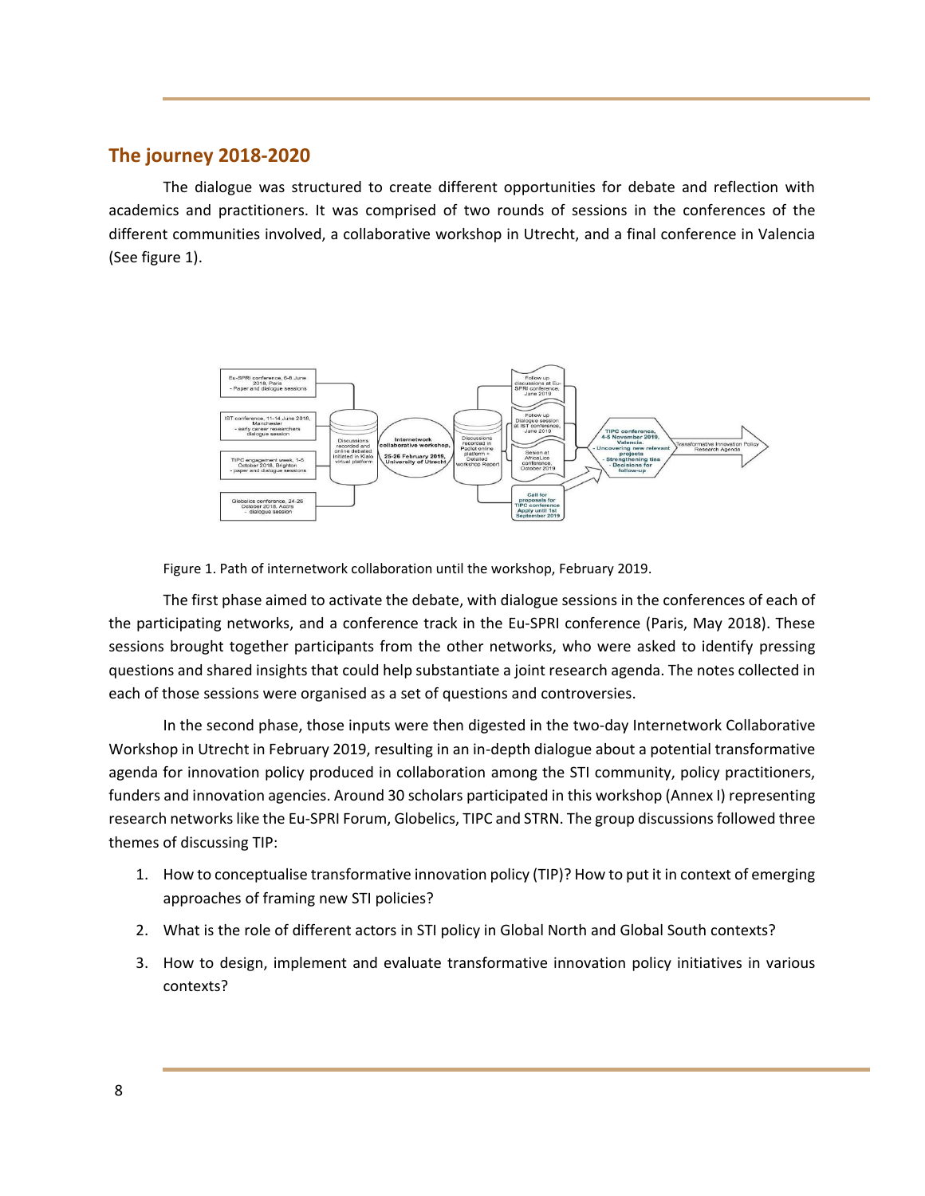## The journey 2018-2020

The dialogue was structured to create different opportunities for debate and reflection with academics and practitioners. It was comprised of two rounds of sessions in the conferences of the different communities involved, a collaborative workshop in Utrecht, and a final conference in Valencia (See figure 1).

Figure 1. Path of internetwork collaboration until the workshop, February 2019.

The first phase aimed to activate the debate, with dialogue sessions in the conferences of each of the participating networks, and a conference track in the Eu-SPRI conference (Paris, May 2018). These sessions brought together participants from the other networks, who were asked to identify pressing questions and shared insights that could help substantiate a joint research agenda. The notes collected in each of those sessions were organised as a set of questions and controversies.

In the second phase, those inputs were then digested in the two-day Internetwork Collaborative Workshop in Utrecht in February 2019, resulting in an in-depth dialogue about a potential transformative agenda for innovation policy produced in collaboration among the STI community, policy practitioners, funders and innovation agencies. Around 30 scholars participated in this workshop (Annex I) representing research networks like the Eu-SPRI Forum, Globelics, TIPC and STRN. The group discussions followed three themes of discussing TIP:

1. How to conceptualise transformative innovation policy (TIP)? How to put it in context of emerging approaches of framing new STI policies?
2. What is the role of different actors in STI policy in Global North and Global South contexts?
3. How to design, implement and evaluate transformative innovation policy initiatives in various contexts?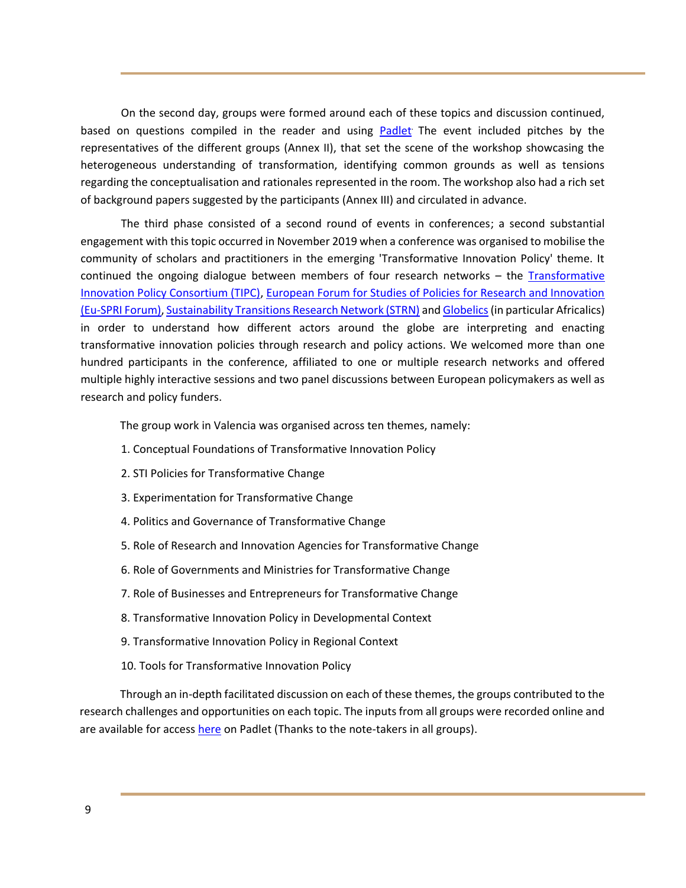On the second day, groups were formed around each of these topics and discussion continued, based on questions compiled in the reader and using Padlet. The event included pitches by the representatives of the different groups (Annex II), that set the scene of the workshop showcasing the heterogeneous understanding of transformation, identifying common grounds as well as tensions regarding the conceptualisation and rationales represented in the room. The workshop also had a rich set of background papers suggested by the participants (Annex III) and circulated in advance.

The third phase consisted of a second round of events in conferences; a second substantial engagement with this topic occurred in November 2019 when a conference was organised to mobilise the community of scholars and practitioners in the emerging 'Transformative Innovation Policy' theme. It continued the ongoing dialogue between members of four research networks – the Transformative Innovation Policy Consortium (TIPC), European Forum for Studies of Policies for Research and Innovation (Eu-SPRI Forum), Sustainability Transitions Research Network (STRN) and Globelics (in particular Africalics) in order to understand how different actors around the globe are interpreting and enacting transformative innovation policies through research and policy actions. We welcomed more than one hundred participants in the conference, affiliated to one or multiple research networks and offered multiple highly interactive sessions and two panel discussions between European policymakers as well as research and policy funders.

The group work in Valencia was organised across ten themes, namely:

1. Conceptual Foundations of Transformative Innovation Policy
2. STI Policies for Transformative Change
3. Experimentation for Transformative Change
4. Politics and Governance of Transformative Change
5. Role of Research and Innovation Agencies for Transformative Change
6. Role of Governments and Ministries for Transformative Change
7. Role of Businesses and Entrepreneurs for Transformative Change
8. Transformative Innovation Policy in Developmental Context
9. Transformative Innovation Policy in Regional Context
10. Tools for Transformative Innovation Policy

Through an in-depth facilitated discussion on each of these themes, the groups contributed to the research challenges and opportunities on each topic. The inputs from all groups were recorded online and are available for access here on Padlet (Thanks to the note-takers in all groups).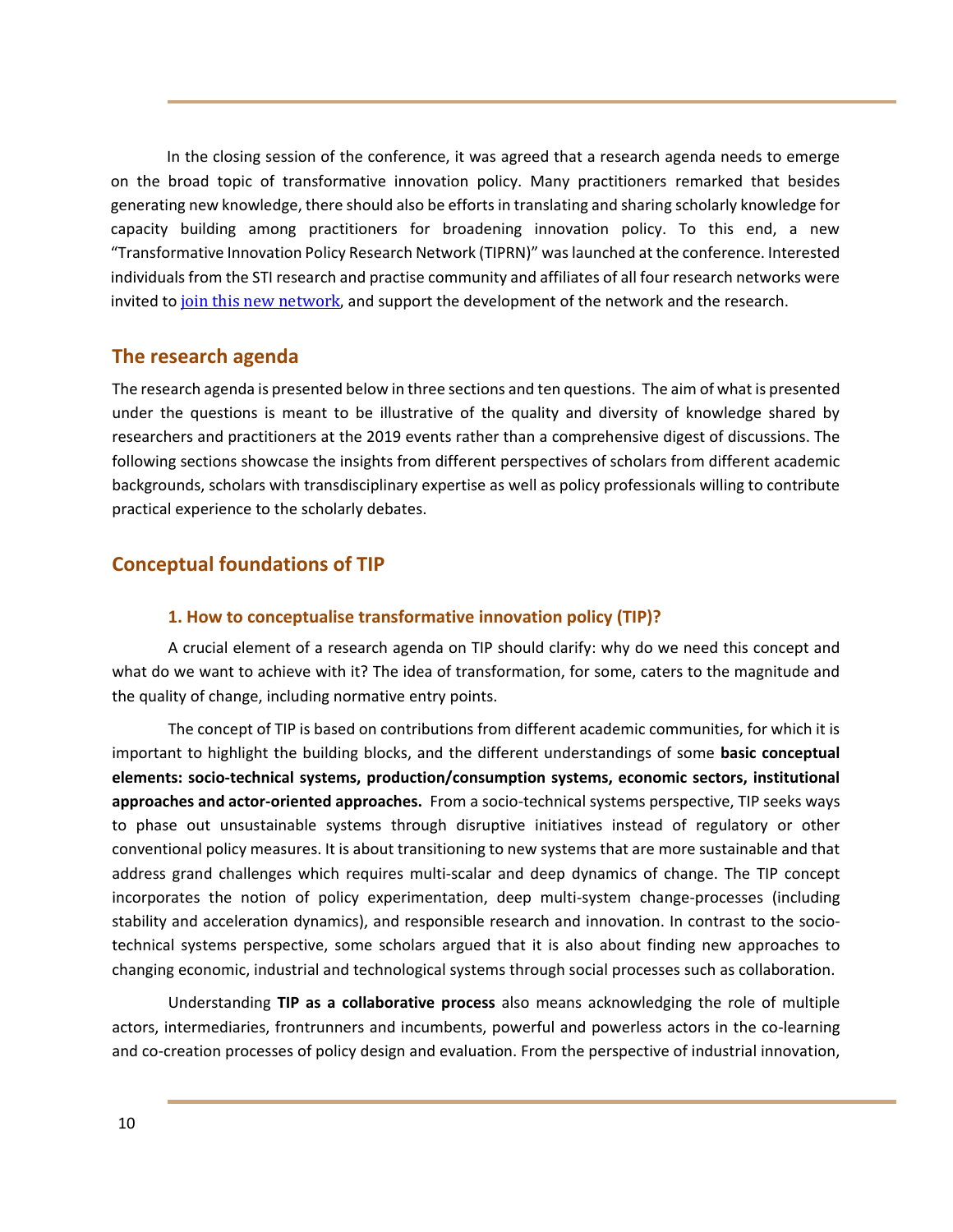In the closing session of the conference, it was agreed that a research agenda needs to emerge on the broad topic of transformative innovation policy. Many practitioners remarked that besides generating new knowledge, there should also be efforts in translating and sharing scholarly knowledge for capacity building among practitioners for broadening innovation policy. To this end, a new "Transformative Innovation Policy Research Network (TIPRN)" was launched at the conference. Interested individuals from the STI research and practise community and affiliates of all four research networks were invited to join this new network, and support the development of the network and the research.

## The research agenda

The research agenda is presented below in three sections and ten questions. The aim of what is presented under the questions is meant to be illustrative of the quality and diversity of knowledge shared by researchers and practitioners at the 2019 events rather than a comprehensive digest of discussions. The following sections showcase the insights from different perspectives of scholars from different academic backgrounds, scholars with transdisciplinary expertise as well as policy professionals willing to contribute practical experience to the scholarly debates.

## Conceptual foundations of TIP

### 1. How to conceptualise transformative innovation policy (TIP)?

A crucial element of a research agenda on TIP should clarify: why do we need this concept and what do we want to achieve with it? The idea of transformation, for some, caters to the magnitude and the quality of change, including normative entry points.

The concept of TIP is based on contributions from different academic communities, for which it is important to highlight the building blocks, and the different understandings of some **basic conceptual elements: socio-technical systems, production/consumption systems, economic sectors, institutional approaches and actor-oriented approaches.** From a socio-technical systems perspective, TIP seeks ways to phase out unsustainable systems through disruptive initiatives instead of regulatory or other conventional policy measures. It is about transitioning to new systems that are more sustainable and that address grand challenges which requires multi-scalar and deep dynamics of change. The TIP concept incorporates the notion of policy experimentation, deep multi-system change-processes (including stability and acceleration dynamics), and responsible research and innovation. In contrast to the socio-technical systems perspective, some scholars argued that it is also about finding new approaches to changing economic, industrial and technological systems through social processes such as collaboration.

Understanding **TIP as a collaborative process** also means acknowledging the role of multiple actors, intermediaries, frontrunners and incumbents, powerful and powerless actors in the co-learning and co-creation processes of policy design and evaluation. From the perspective of industrial innovation,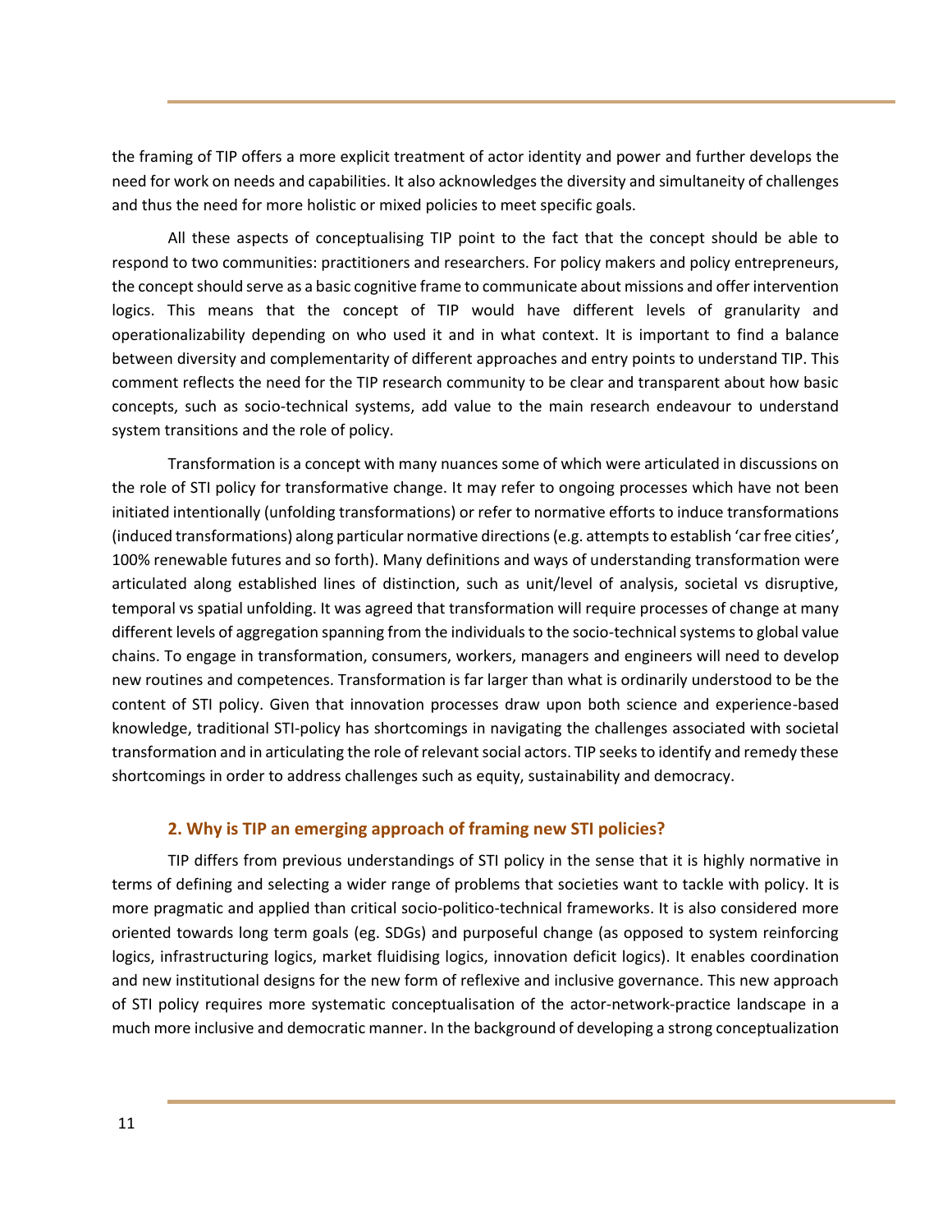the framing of TIP offers a more explicit treatment of actor identity and power and further develops the need for work on needs and capabilities. It also acknowledges the diversity and simultaneity of challenges and thus the need for more holistic or mixed policies to meet specific goals.

All these aspects of conceptualising TIP point to the fact that the concept should be able to respond to two communities: practitioners and researchers. For policy makers and policy entrepreneurs, the concept should serve as a basic cognitive frame to communicate about missions and offer intervention logics. This means that the concept of TIP would have different levels of granularity and operationalizability depending on who used it and in what context. It is important to find a balance between diversity and complementarity of different approaches and entry points to understand TIP. This comment reflects the need for the TIP research community to be clear and transparent about how basic concepts, such as socio-technical systems, add value to the main research endeavour to understand system transitions and the role of policy.

Transformation is a concept with many nuances some of which were articulated in discussions on the role of STI policy for transformative change. It may refer to ongoing processes which have not been initiated intentionally (unfolding transformations) or refer to normative efforts to induce transformations (induced transformations) along particular normative directions (e.g. attempts to establish 'car free cities', 100% renewable futures and so forth). Many definitions and ways of understanding transformation were articulated along established lines of distinction, such as unit/level of analysis, societal vs disruptive, temporal vs spatial unfolding. It was agreed that transformation will require processes of change at many different levels of aggregation spanning from the individuals to the socio-technical systems to global value chains. To engage in transformation, consumers, workers, managers and engineers will need to develop new routines and competences. Transformation is far larger than what is ordinarily understood to be the content of STI policy. Given that innovation processes draw upon both science and experience-based knowledge, traditional STI-policy has shortcomings in navigating the challenges associated with societal transformation and in articulating the role of relevant social actors. TIP seeks to identify and remedy these shortcomings in order to address challenges such as equity, sustainability and democracy.

## 2. Why is TIP an emerging approach of framing new STI policies?

TIP differs from previous understandings of STI policy in the sense that it is highly normative in terms of defining and selecting a wider range of problems that societies want to tackle with policy. It is more pragmatic and applied than critical socio-politico-technical frameworks. It is also considered more oriented towards long term goals (eg. SDGs) and purposeful change (as opposed to system reinforcing logics, infrastructuring logics, market fluidising logics, innovation deficit logics). It enables coordination and new institutional designs for the new form of reflexive and inclusive governance. This new approach of STI policy requires more systematic conceptualisation of the actor-network-practice landscape in a much more inclusive and democratic manner. In the background of developing a strong conceptualization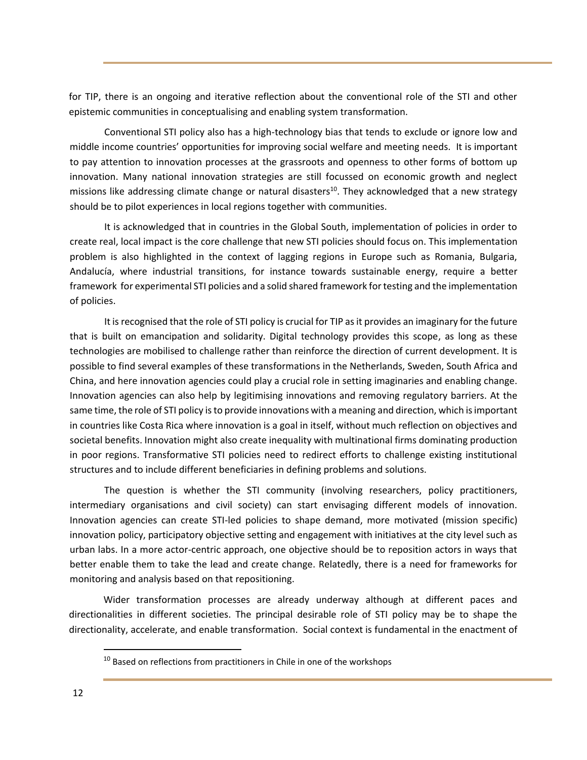for TIP, there is an ongoing and iterative reflection about the conventional role of the STI and other epistemic communities in conceptualising and enabling system transformation.

Conventional STI policy also has a high-technology bias that tends to exclude or ignore low and middle income countries' opportunities for improving social welfare and meeting needs. It is important to pay attention to innovation processes at the grassroots and openness to other forms of bottom up innovation. Many national innovation strategies are still focussed on economic growth and neglect missions like addressing climate change or natural disasters[10]. They acknowledged that a new strategy should be to pilot experiences in local regions together with communities.

It is acknowledged that in countries in the Global South, implementation of policies in order to create real, local impact is the core challenge that new STI policies should focus on. This implementation problem is also highlighted in the context of lagging regions in Europe such as Romania, Bulgaria, Andalucía, where industrial transitions, for instance towards sustainable energy, require a better framework for experimental STI policies and a solid shared framework for testing and the implementation of policies.

It is recognised that the role of STI policy is crucial for TIP as it provides an imaginary for the future that is built on emancipation and solidarity. Digital technology provides this scope, as long as these technologies are mobilised to challenge rather than reinforce the direction of current development. It is possible to find several examples of these transformations in the Netherlands, Sweden, South Africa and China, and here innovation agencies could play a crucial role in setting imaginaries and enabling change. Innovation agencies can also help by legitimising innovations and removing regulatory barriers. At the same time, the role of STI policy is to provide innovations with a meaning and direction, which is important in countries like Costa Rica where innovation is a goal in itself, without much reflection on objectives and societal benefits. Innovation might also create inequality with multinational firms dominating production in poor regions. Transformative STI policies need to redirect efforts to challenge existing institutional structures and to include different beneficiaries in defining problems and solutions.

The question is whether the STI community (involving researchers, policy practitioners, intermediary organisations and civil society) can start envisaging different models of innovation. Innovation agencies can create STI-led policies to shape demand, more motivated (mission specific) innovation policy, participatory objective setting and engagement with initiatives at the city level such as urban labs. In a more actor-centric approach, one objective should be to reposition actors in ways that better enable them to take the lead and create change. Relatedly, there is a need for frameworks for monitoring and analysis based on that repositioning.

Wider transformation processes are already underway although at different paces and directionalities in different societies. The principal desirable role of STI policy may be to shape the directionality, accelerate, and enable transformation. Social context is fundamental in the enactment of

[10] Based on reflections from practitioners in Chile in one of the workshops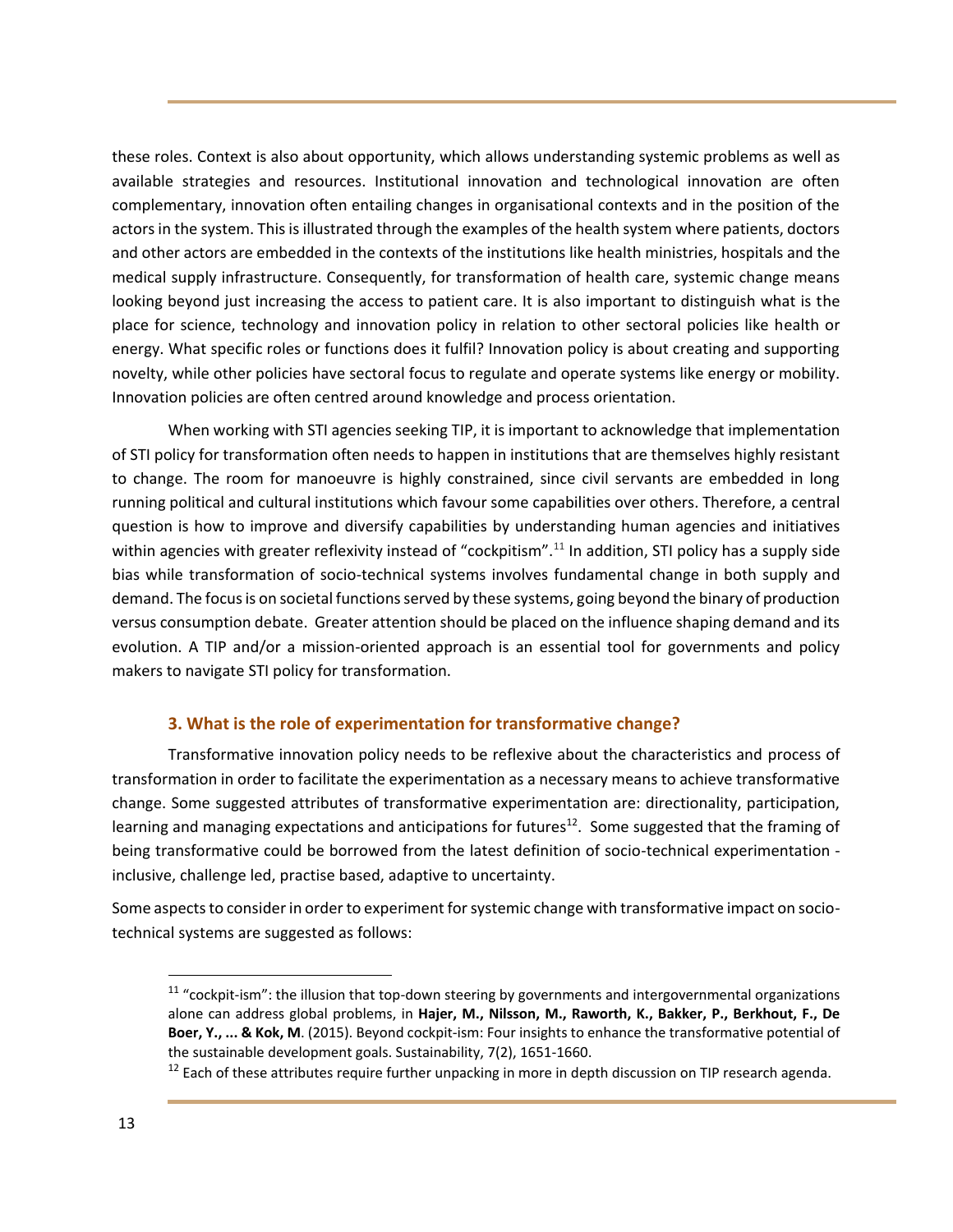these roles. Context is also about opportunity, which allows understanding systemic problems as well as available strategies and resources. Institutional innovation and technological innovation are often complementary, innovation often entailing changes in organisational contexts and in the position of the actors in the system. This is illustrated through the examples of the health system where patients, doctors and other actors are embedded in the contexts of the institutions like health ministries, hospitals and the medical supply infrastructure. Consequently, for transformation of health care, systemic change means looking beyond just increasing the access to patient care. It is also important to distinguish what is the place for science, technology and innovation policy in relation to other sectoral policies like health or energy. What specific roles or functions does it fulfil? Innovation policy is about creating and supporting novelty, while other policies have sectoral focus to regulate and operate systems like energy or mobility. Innovation policies are often centred around knowledge and process orientation.

When working with STI agencies seeking TIP, it is important to acknowledge that implementation of STI policy for transformation often needs to happen in institutions that are themselves highly resistant to change. The room for manoeuvre is highly constrained, since civil servants are embedded in long running political and cultural institutions which favour some capabilities over others. Therefore, a central question is how to improve and diversify capabilities by understanding human agencies and initiatives within agencies with greater reflexivity instead of "cockpitism".[11] In addition, STI policy has a supply side bias while transformation of socio-technical systems involves fundamental change in both supply and demand. The focus is on societal functions served by these systems, going beyond the binary of production versus consumption debate. Greater attention should be placed on the influence shaping demand and its evolution. A TIP and/or a mission-oriented approach is an essential tool for governments and policy makers to navigate STI policy for transformation.

### 3. What is the role of experimentation for transformative change?

Transformative innovation policy needs to be reflexive about the characteristics and process of transformation in order to facilitate the experimentation as a necessary means to achieve transformative change. Some suggested attributes of transformative experimentation are: directionality, participation, learning and managing expectations and anticipations for futures[12]. Some suggested that the framing of being transformative could be borrowed from the latest definition of socio-technical experimentation - inclusive, challenge led, practise based, adaptive to uncertainty.

Some aspects to consider in order to experiment for systemic change with transformative impact on socio-technical systems are suggested as follows:

---

[11] "cockpit-ism": the illusion that top-down steering by governments and intergovernmental organizations alone can address global problems, in **Hajer, M., Nilsson, M., Raworth, K., Bakker, P., Berkhout, F., De Boer, Y., ... & Kok, M**. (2015). Beyond cockpit-ism: Four insights to enhance the transformative potential of the sustainable development goals. Sustainability, 7(2), 1651-1660.

[12] Each of these attributes require further unpacking in more in depth discussion on TIP research agenda.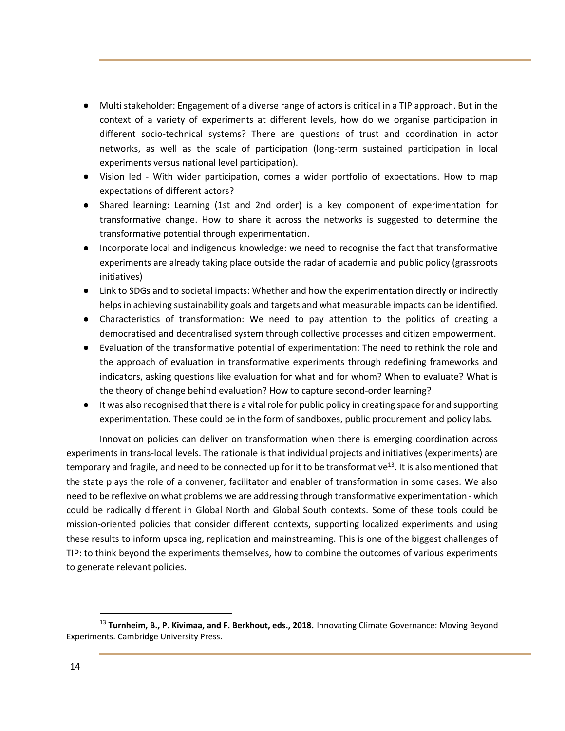- Multi stakeholder: Engagement of a diverse range of actors is critical in a TIP approach. But in the context of a variety of experiments at different levels, how do we organise participation in different socio-technical systems? There are questions of trust and coordination in actor networks, as well as the scale of participation (long-term sustained participation in local experiments versus national level participation).
- Vision led - With wider participation, comes a wider portfolio of expectations. How to map expectations of different actors?
- Shared learning: Learning (1st and 2nd order) is a key component of experimentation for transformative change. How to share it across the networks is suggested to determine the transformative potential through experimentation.
- Incorporate local and indigenous knowledge: we need to recognise the fact that transformative experiments are already taking place outside the radar of academia and public policy (grassroots initiatives)
- Link to SDGs and to societal impacts: Whether and how the experimentation directly or indirectly helps in achieving sustainability goals and targets and what measurable impacts can be identified.
- Characteristics of transformation: We need to pay attention to the politics of creating a democratised and decentralised system through collective processes and citizen empowerment.
- Evaluation of the transformative potential of experimentation: The need to rethink the role and the approach of evaluation in transformative experiments through redefining frameworks and indicators, asking questions like evaluation for what and for whom? When to evaluate? What is the theory of change behind evaluation? How to capture second-order learning?
- It was also recognised that there is a vital role for public policy in creating space for and supporting experimentation. These could be in the form of sandboxes, public procurement and policy labs.

Innovation policies can deliver on transformation when there is emerging coordination across experiments in trans-local levels. The rationale is that individual projects and initiatives (experiments) are temporary and fragile, and need to be connected up for it to be transformative[13]. It is also mentioned that the state plays the role of a convener, facilitator and enabler of transformation in some cases. We also need to be reflexive on what problems we are addressing through transformative experimentation - which could be radically different in Global North and Global South contexts. Some of these tools could be mission-oriented policies that consider different contexts, supporting localized experiments and using these results to inform upscaling, replication and mainstreaming. This is one of the biggest challenges of TIP: to think beyond the experiments themselves, how to combine the outcomes of various experiments to generate relevant policies.

[13] **Turnheim, B., P. Kivimaa, and F. Berkhout, eds., 2018.** Innovating Climate Governance: Moving Beyond Experiments. Cambridge University Press.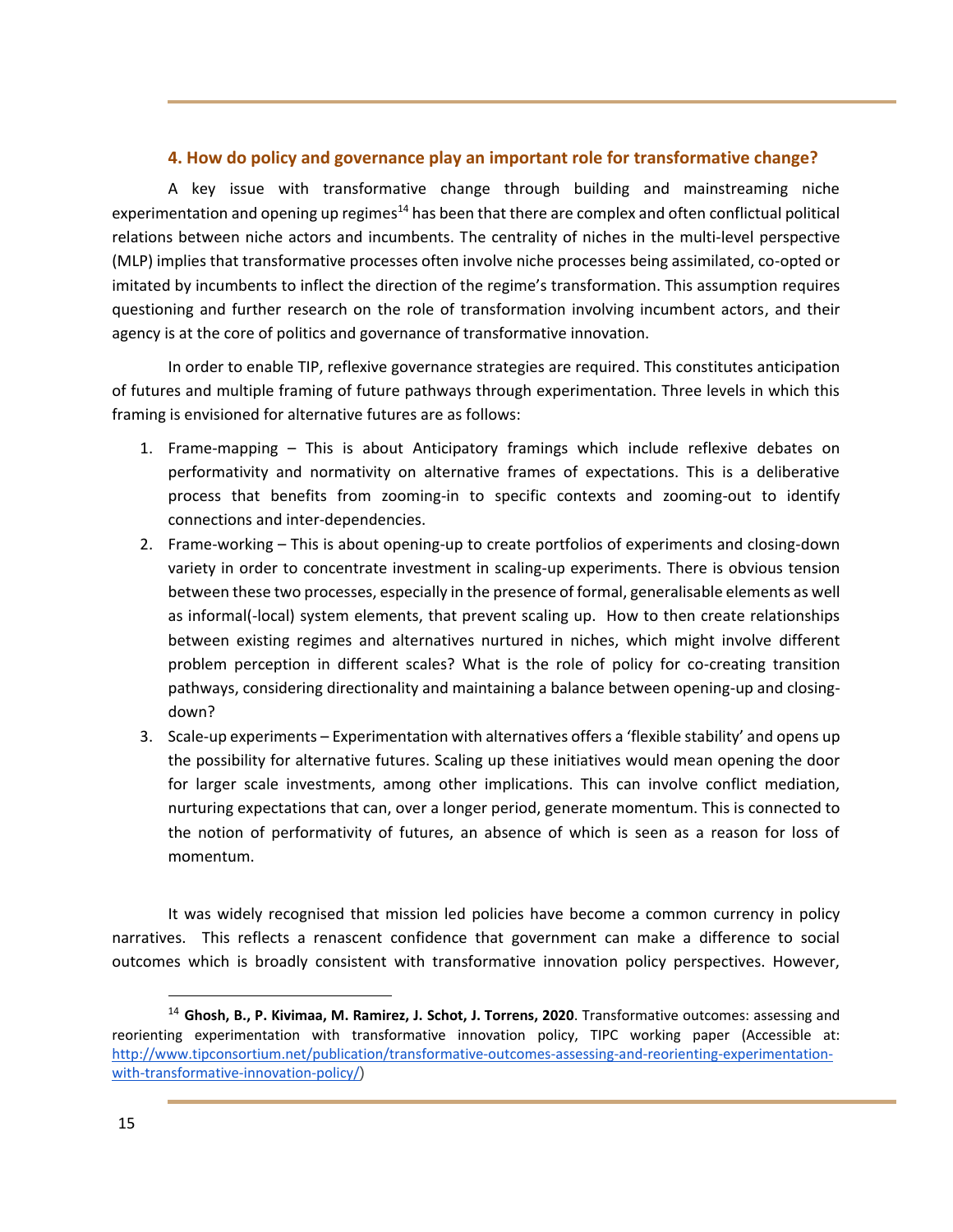## 4. How do policy and governance play an important role for transformative change?

A key issue with transformative change through building and mainstreaming niche experimentation and opening up regimes[14] has been that there are complex and often conflictual political relations between niche actors and incumbents. The centrality of niches in the multi-level perspective (MLP) implies that transformative processes often involve niche processes being assimilated, co-opted or imitated by incumbents to inflect the direction of the regime's transformation. This assumption requires questioning and further research on the role of transformation involving incumbent actors, and their agency is at the core of politics and governance of transformative innovation.

In order to enable TIP, reflexive governance strategies are required. This constitutes anticipation of futures and multiple framing of future pathways through experimentation. Three levels in which this framing is envisioned for alternative futures are as follows:

1. Frame-mapping – This is about Anticipatory framings which include reflexive debates on performativity and normativity on alternative frames of expectations. This is a deliberative process that benefits from zooming-in to specific contexts and zooming-out to identify connections and inter-dependencies.
2. Frame-working – This is about opening-up to create portfolios of experiments and closing-down variety in order to concentrate investment in scaling-up experiments. There is obvious tension between these two processes, especially in the presence of formal, generalisable elements as well as informal(-local) system elements, that prevent scaling up. How to then create relationships between existing regimes and alternatives nurtured in niches, which might involve different problem perception in different scales? What is the role of policy for co-creating transition pathways, considering directionality and maintaining a balance between opening-up and closing-down?
3. Scale-up experiments – Experimentation with alternatives offers a 'flexible stability' and opens up the possibility for alternative futures. Scaling up these initiatives would mean opening the door for larger scale investments, among other implications. This can involve conflict mediation, nurturing expectations that can, over a longer period, generate momentum. This is connected to the notion of performativity of futures, an absence of which is seen as a reason for loss of momentum.

It was widely recognised that mission led policies have become a common currency in policy narratives. This reflects a renascent confidence that government can make a difference to social outcomes which is broadly consistent with transformative innovation policy perspectives. However,

---

[14] **Ghosh, B., P. Kivimaa, M. Ramirez, J. Schot, J. Torrens, 2020**. Transformative outcomes: assessing and reorienting experimentation with transformative innovation policy, TIPC working paper (Accessible at: http://www.tipconsortium.net/publication/transformative-outcomes-assessing-and-reorienting-experimentation-with-transformative-innovation-policy/)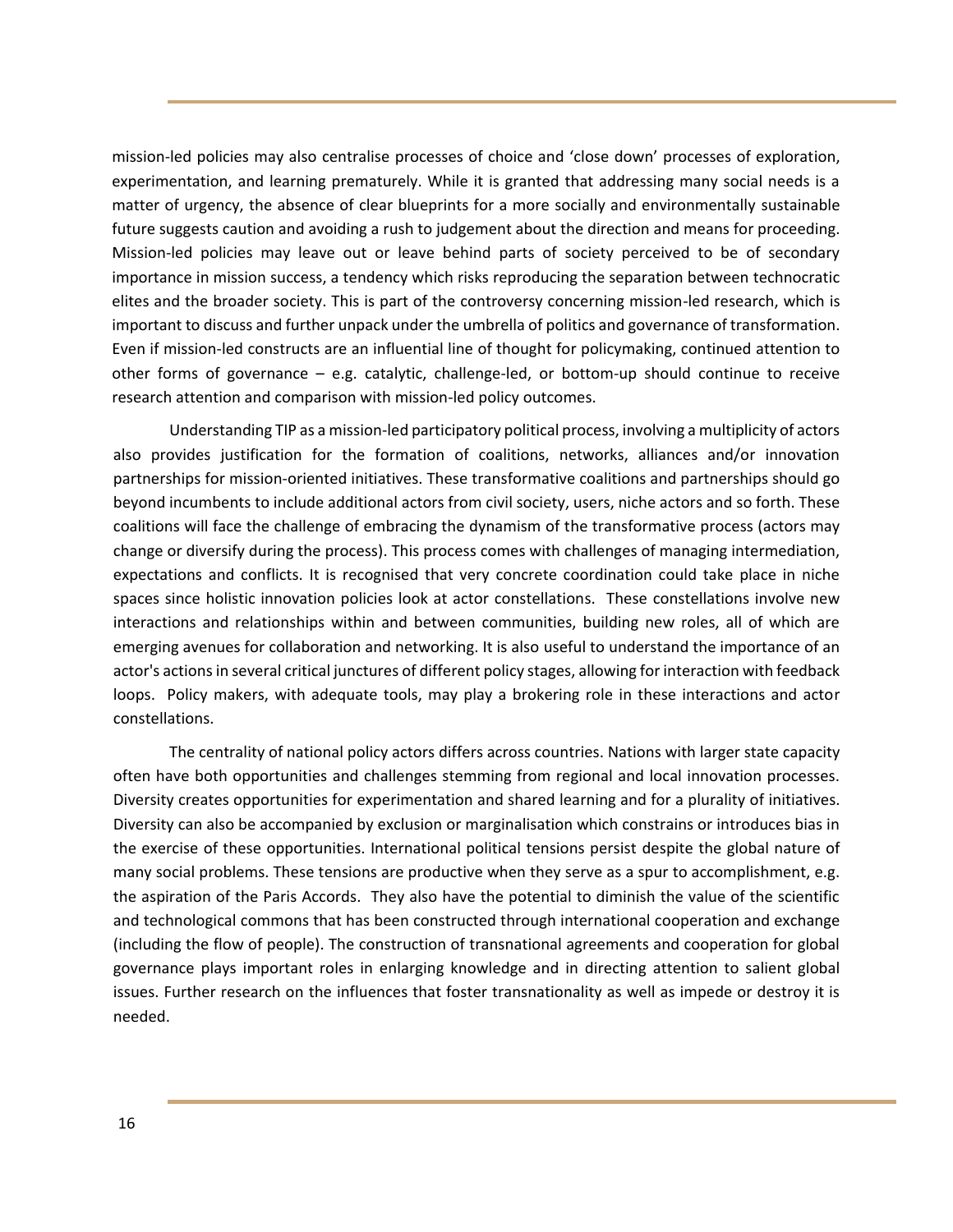mission-led policies may also centralise processes of choice and ‘close down’ processes of exploration, experimentation, and learning prematurely. While it is granted that addressing many social needs is a matter of urgency, the absence of clear blueprints for a more socially and environmentally sustainable future suggests caution and avoiding a rush to judgement about the direction and means for proceeding. Mission-led policies may leave out or leave behind parts of society perceived to be of secondary importance in mission success, a tendency which risks reproducing the separation between technocratic elites and the broader society. This is part of the controversy concerning mission-led research, which is important to discuss and further unpack under the umbrella of politics and governance of transformation. Even if mission-led constructs are an influential line of thought for policymaking, continued attention to other forms of governance – e.g. catalytic, challenge-led, or bottom-up should continue to receive research attention and comparison with mission-led policy outcomes.

Understanding TIP as a mission-led participatory political process, involving a multiplicity of actors also provides justification for the formation of coalitions, networks, alliances and/or innovation partnerships for mission-oriented initiatives. These transformative coalitions and partnerships should go beyond incumbents to include additional actors from civil society, users, niche actors and so forth. These coalitions will face the challenge of embracing the dynamism of the transformative process (actors may change or diversify during the process). This process comes with challenges of managing intermediation, expectations and conflicts. It is recognised that very concrete coordination could take place in niche spaces since holistic innovation policies look at actor constellations. These constellations involve new interactions and relationships within and between communities, building new roles, all of which are emerging avenues for collaboration and networking. It is also useful to understand the importance of an actor's actions in several critical junctures of different policy stages, allowing for interaction with feedback loops. Policy makers, with adequate tools, may play a brokering role in these interactions and actor constellations.

The centrality of national policy actors differs across countries. Nations with larger state capacity often have both opportunities and challenges stemming from regional and local innovation processes. Diversity creates opportunities for experimentation and shared learning and for a plurality of initiatives. Diversity can also be accompanied by exclusion or marginalisation which constrains or introduces bias in the exercise of these opportunities. International political tensions persist despite the global nature of many social problems. These tensions are productive when they serve as a spur to accomplishment, e.g. the aspiration of the Paris Accords. They also have the potential to diminish the value of the scientific and technological commons that has been constructed through international cooperation and exchange (including the flow of people). The construction of transnational agreements and cooperation for global governance plays important roles in enlarging knowledge and in directing attention to salient global issues. Further research on the influences that foster transnationality as well as impede or destroy it is needed.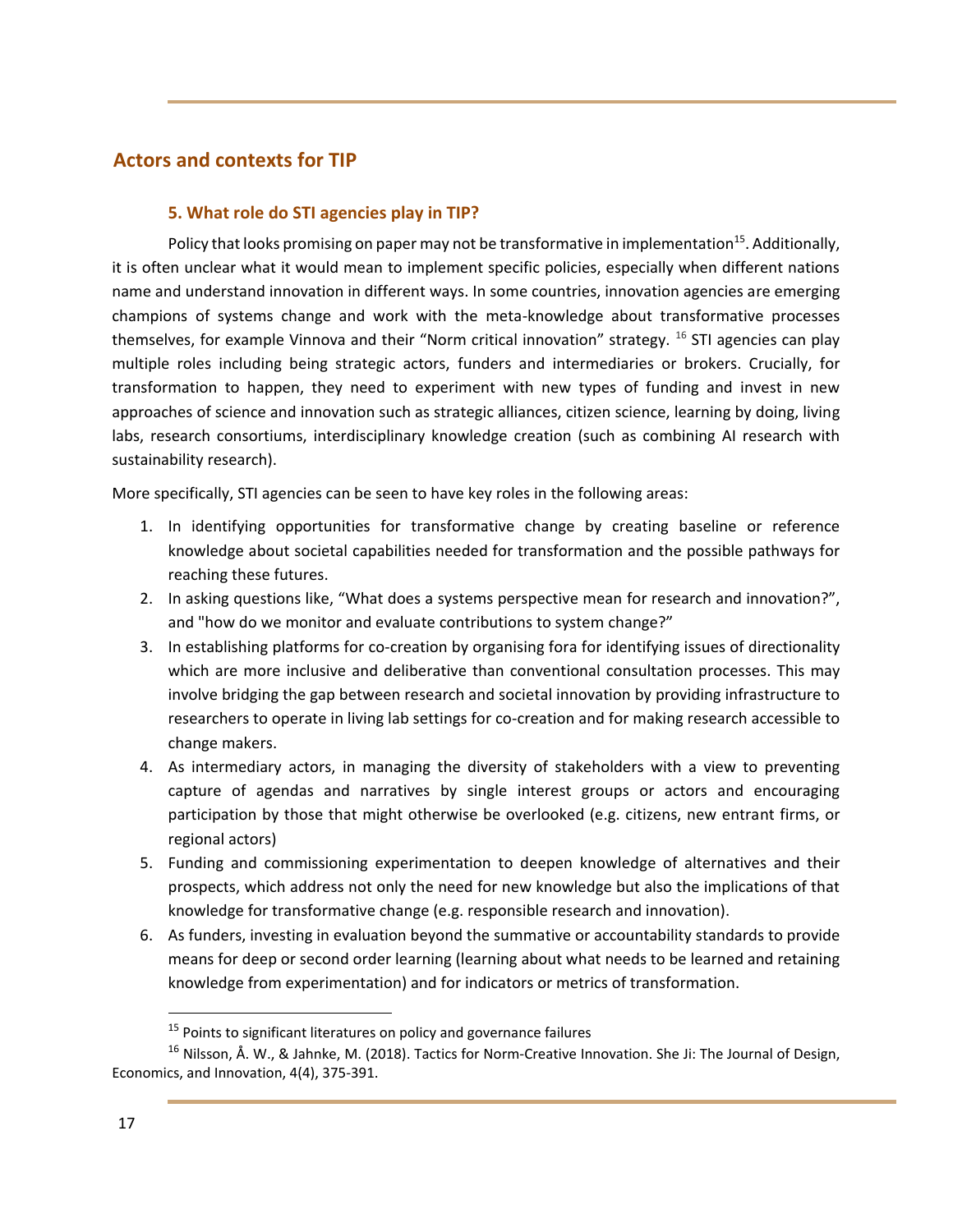## Actors and contexts for TIP

### 5. What role do STI agencies play in TIP?

Policy that looks promising on paper may not be transformative in implementation[15]. Additionally, it is often unclear what it would mean to implement specific policies, especially when different nations name and understand innovation in different ways. In some countries, innovation agencies are emerging champions of systems change and work with the meta-knowledge about transformative processes themselves, for example Vinnova and their "Norm critical innovation" strategy. [16] STI agencies can play multiple roles including being strategic actors, funders and intermediaries or brokers. Crucially, for transformation to happen, they need to experiment with new types of funding and invest in new approaches of science and innovation such as strategic alliances, citizen science, learning by doing, living labs, research consortiums, interdisciplinary knowledge creation (such as combining AI research with sustainability research).

More specifically, STI agencies can be seen to have key roles in the following areas:

1. In identifying opportunities for transformative change by creating baseline or reference knowledge about societal capabilities needed for transformation and the possible pathways for reaching these futures.
2. In asking questions like, "What does a systems perspective mean for research and innovation?", and "how do we monitor and evaluate contributions to system change?"
3. In establishing platforms for co-creation by organising fora for identifying issues of directionality which are more inclusive and deliberative than conventional consultation processes. This may involve bridging the gap between research and societal innovation by providing infrastructure to researchers to operate in living lab settings for co-creation and for making research accessible to change makers.
4. As intermediary actors, in managing the diversity of stakeholders with a view to preventing capture of agendas and narratives by single interest groups or actors and encouraging participation by those that might otherwise be overlooked (e.g. citizens, new entrant firms, or regional actors)
5. Funding and commissioning experimentation to deepen knowledge of alternatives and their prospects, which address not only the need for new knowledge but also the implications of that knowledge for transformative change (e.g. responsible research and innovation).
6. As funders, investing in evaluation beyond the summative or accountability standards to provide means for deep or second order learning (learning about what needs to be learned and retaining knowledge from experimentation) and for indicators or metrics of transformation.

---

[15] Points to significant literatures on policy and governance failures

[16] Nilsson, Å. W., & Jahnke, M. (2018). Tactics for Norm-Creative Innovation. She Ji: The Journal of Design, Economics, and Innovation, 4(4), 375-391.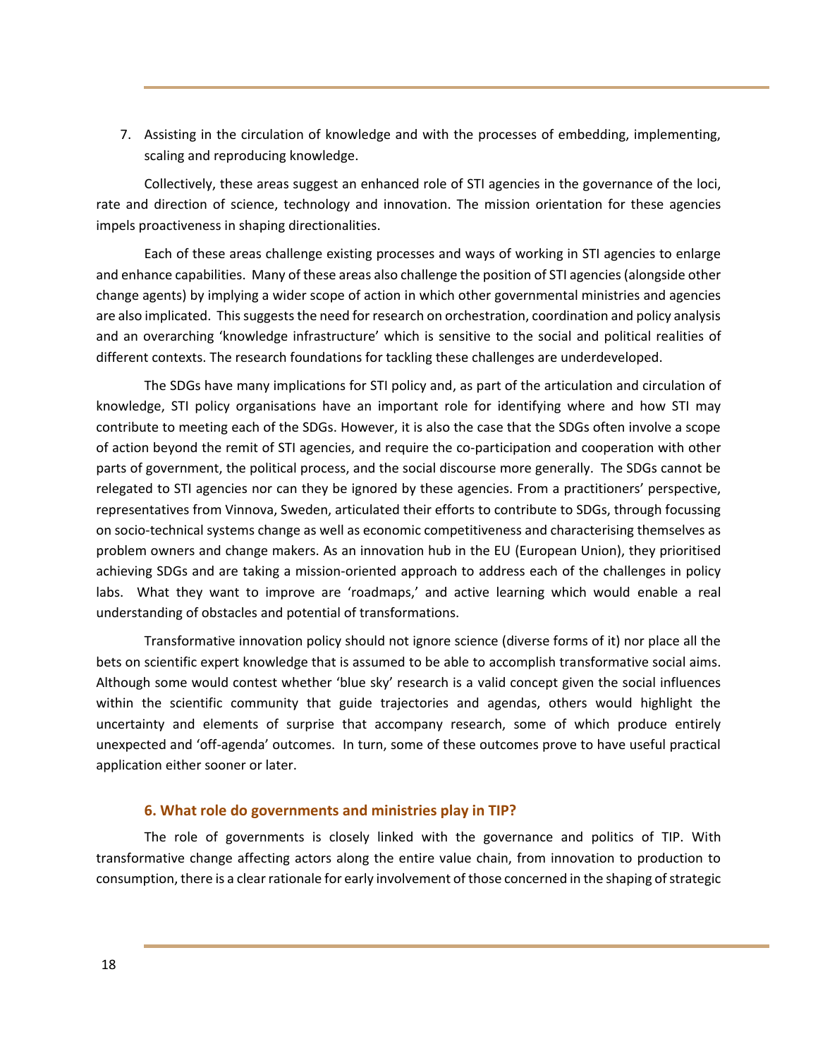7. Assisting in the circulation of knowledge and with the processes of embedding, implementing, scaling and reproducing knowledge.

Collectively, these areas suggest an enhanced role of STI agencies in the governance of the loci, rate and direction of science, technology and innovation. The mission orientation for these agencies impels proactiveness in shaping directionalities.

Each of these areas challenge existing processes and ways of working in STI agencies to enlarge and enhance capabilities. Many of these areas also challenge the position of STI agencies (alongside other change agents) by implying a wider scope of action in which other governmental ministries and agencies are also implicated. This suggests the need for research on orchestration, coordination and policy analysis and an overarching 'knowledge infrastructure' which is sensitive to the social and political realities of different contexts. The research foundations for tackling these challenges are underdeveloped.

The SDGs have many implications for STI policy and, as part of the articulation and circulation of knowledge, STI policy organisations have an important role for identifying where and how STI may contribute to meeting each of the SDGs. However, it is also the case that the SDGs often involve a scope of action beyond the remit of STI agencies, and require the co-participation and cooperation with other parts of government, the political process, and the social discourse more generally. The SDGs cannot be relegated to STI agencies nor can they be ignored by these agencies. From a practitioners' perspective, representatives from Vinnova, Sweden, articulated their efforts to contribute to SDGs, through focussing on socio-technical systems change as well as economic competitiveness and characterising themselves as problem owners and change makers. As an innovation hub in the EU (European Union), they prioritised achieving SDGs and are taking a mission-oriented approach to address each of the challenges in policy labs. What they want to improve are 'roadmaps,' and active learning which would enable a real understanding of obstacles and potential of transformations.

Transformative innovation policy should not ignore science (diverse forms of it) nor place all the bets on scientific expert knowledge that is assumed to be able to accomplish transformative social aims. Although some would contest whether 'blue sky' research is a valid concept given the social influences within the scientific community that guide trajectories and agendas, others would highlight the uncertainty and elements of surprise that accompany research, some of which produce entirely unexpected and 'off-agenda' outcomes. In turn, some of these outcomes prove to have useful practical application either sooner or later.

### 6. What role do governments and ministries play in TIP?

The role of governments is closely linked with the governance and politics of TIP. With transformative change affecting actors along the entire value chain, from innovation to production to consumption, there is a clear rationale for early involvement of those concerned in the shaping of strategic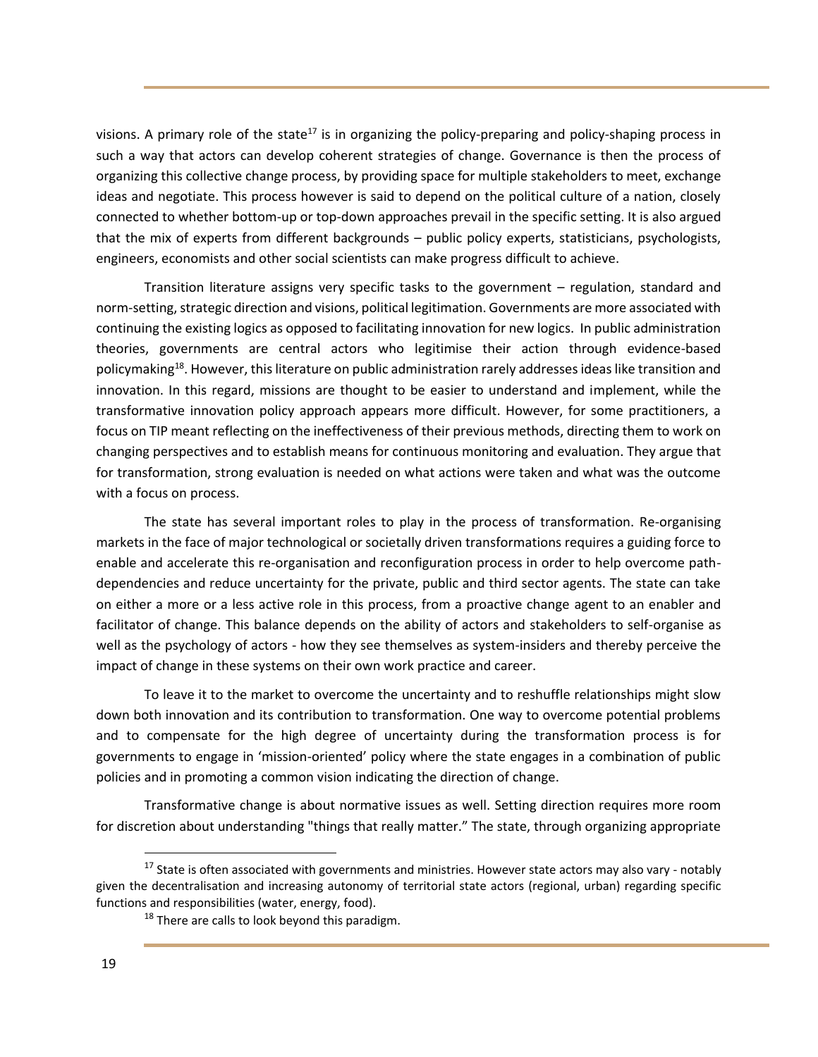visions. A primary role of the state[17] is in organizing the policy-preparing and policy-shaping process in such a way that actors can develop coherent strategies of change. Governance is then the process of organizing this collective change process, by providing space for multiple stakeholders to meet, exchange ideas and negotiate. This process however is said to depend on the political culture of a nation, closely connected to whether bottom-up or top-down approaches prevail in the specific setting. It is also argued that the mix of experts from different backgrounds – public policy experts, statisticians, psychologists, engineers, economists and other social scientists can make progress difficult to achieve.

Transition literature assigns very specific tasks to the government – regulation, standard and norm-setting, strategic direction and visions, political legitimation. Governments are more associated with continuing the existing logics as opposed to facilitating innovation for new logics. In public administration theories, governments are central actors who legitimise their action through evidence-based policymaking[18]. However, this literature on public administration rarely addresses ideas like transition and innovation. In this regard, missions are thought to be easier to understand and implement, while the transformative innovation policy approach appears more difficult. However, for some practitioners, a focus on TIP meant reflecting on the ineffectiveness of their previous methods, directing them to work on changing perspectives and to establish means for continuous monitoring and evaluation. They argue that for transformation, strong evaluation is needed on what actions were taken and what was the outcome with a focus on process.

The state has several important roles to play in the process of transformation. Re-organising markets in the face of major technological or societally driven transformations requires a guiding force to enable and accelerate this re-organisation and reconfiguration process in order to help overcome path-dependencies and reduce uncertainty for the private, public and third sector agents. The state can take on either a more or a less active role in this process, from a proactive change agent to an enabler and facilitator of change. This balance depends on the ability of actors and stakeholders to self-organise as well as the psychology of actors - how they see themselves as system-insiders and thereby perceive the impact of change in these systems on their own work practice and career.

To leave it to the market to overcome the uncertainty and to reshuffle relationships might slow down both innovation and its contribution to transformation. One way to overcome potential problems and to compensate for the high degree of uncertainty during the transformation process is for governments to engage in 'mission-oriented' policy where the state engages in a combination of public policies and in promoting a common vision indicating the direction of change.

Transformative change is about normative issues as well. Setting direction requires more room for discretion about understanding "things that really matter." The state, through organizing appropriate

[17] State is often associated with governments and ministries. However state actors may also vary - notably given the decentralisation and increasing autonomy of territorial state actors (regional, urban) regarding specific functions and responsibilities (water, energy, food).

[18] There are calls to look beyond this paradigm.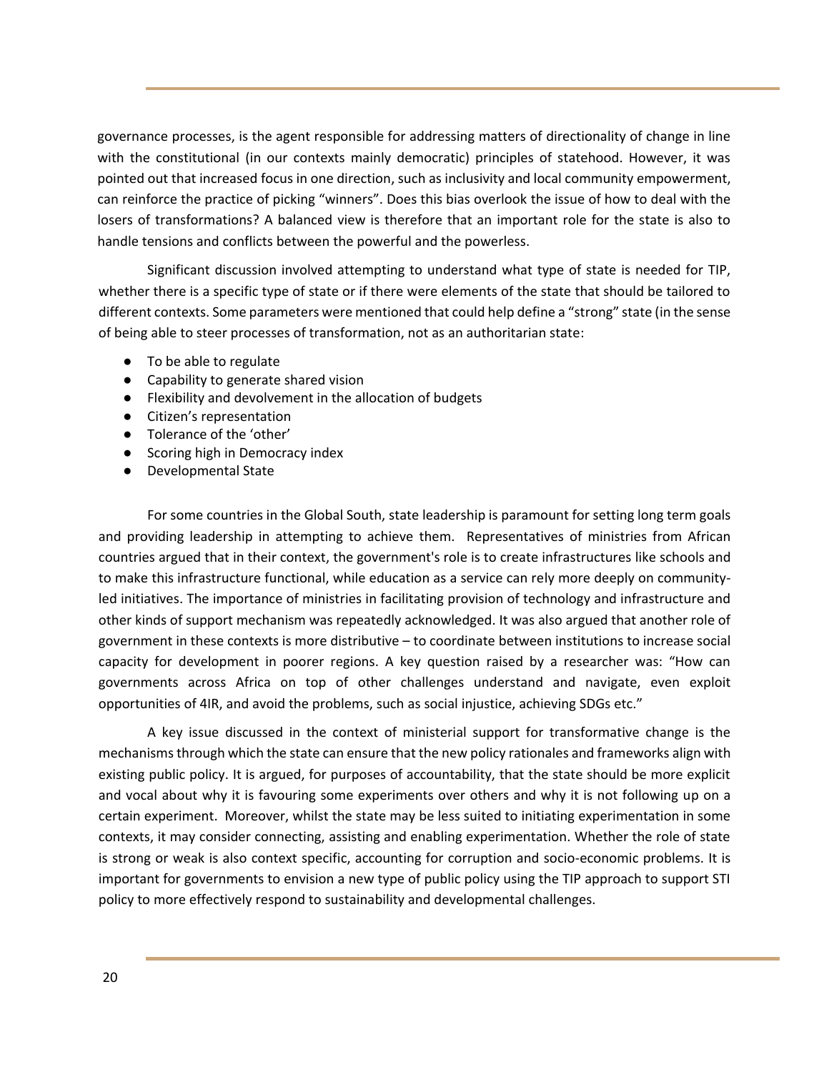governance processes, is the agent responsible for addressing matters of directionality of change in line with the constitutional (in our contexts mainly democratic) principles of statehood. However, it was pointed out that increased focus in one direction, such as inclusivity and local community empowerment, can reinforce the practice of picking "winners". Does this bias overlook the issue of how to deal with the losers of transformations? A balanced view is therefore that an important role for the state is also to handle tensions and conflicts between the powerful and the powerless.

Significant discussion involved attempting to understand what type of state is needed for TIP, whether there is a specific type of state or if there were elements of the state that should be tailored to different contexts. Some parameters were mentioned that could help define a "strong" state (in the sense of being able to steer processes of transformation, not as an authoritarian state:

- To be able to regulate
- Capability to generate shared vision
- Flexibility and devolvement in the allocation of budgets
- Citizen's representation
- Tolerance of the 'other'
- Scoring high in Democracy index
- Developmental State

For some countries in the Global South, state leadership is paramount for setting long term goals and providing leadership in attempting to achieve them. Representatives of ministries from African countries argued that in their context, the government's role is to create infrastructures like schools and to make this infrastructure functional, while education as a service can rely more deeply on community-led initiatives. The importance of ministries in facilitating provision of technology and infrastructure and other kinds of support mechanism was repeatedly acknowledged. It was also argued that another role of government in these contexts is more distributive – to coordinate between institutions to increase social capacity for development in poorer regions. A key question raised by a researcher was: "How can governments across Africa on top of other challenges understand and navigate, even exploit opportunities of 4IR, and avoid the problems, such as social injustice, achieving SDGs etc."

A key issue discussed in the context of ministerial support for transformative change is the mechanisms through which the state can ensure that the new policy rationales and frameworks align with existing public policy. It is argued, for purposes of accountability, that the state should be more explicit and vocal about why it is favouring some experiments over others and why it is not following up on a certain experiment. Moreover, whilst the state may be less suited to initiating experimentation in some contexts, it may consider connecting, assisting and enabling experimentation. Whether the role of state is strong or weak is also context specific, accounting for corruption and socio-economic problems. It is important for governments to envision a new type of public policy using the TIP approach to support STI policy to more effectively respond to sustainability and developmental challenges.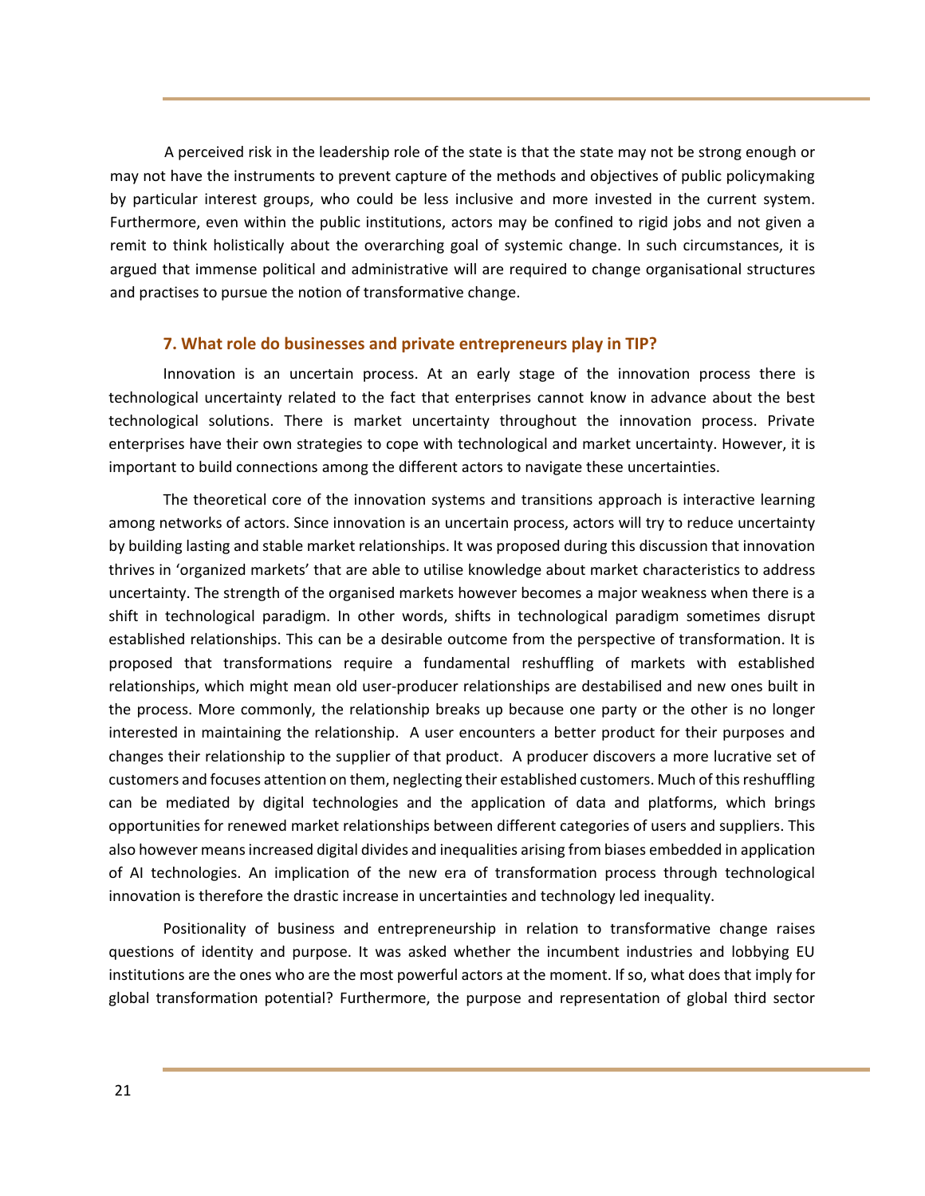A perceived risk in the leadership role of the state is that the state may not be strong enough or may not have the instruments to prevent capture of the methods and objectives of public policymaking by particular interest groups, who could be less inclusive and more invested in the current system. Furthermore, even within the public institutions, actors may be confined to rigid jobs and not given a remit to think holistically about the overarching goal of systemic change. In such circumstances, it is argued that immense political and administrative will are required to change organisational structures and practises to pursue the notion of transformative change.

### 7. What role do businesses and private entrepreneurs play in TIP?

Innovation is an uncertain process. At an early stage of the innovation process there is technological uncertainty related to the fact that enterprises cannot know in advance about the best technological solutions. There is market uncertainty throughout the innovation process. Private enterprises have their own strategies to cope with technological and market uncertainty. However, it is important to build connections among the different actors to navigate these uncertainties.

The theoretical core of the innovation systems and transitions approach is interactive learning among networks of actors. Since innovation is an uncertain process, actors will try to reduce uncertainty by building lasting and stable market relationships. It was proposed during this discussion that innovation thrives in 'organized markets' that are able to utilise knowledge about market characteristics to address uncertainty. The strength of the organised markets however becomes a major weakness when there is a shift in technological paradigm. In other words, shifts in technological paradigm sometimes disrupt established relationships. This can be a desirable outcome from the perspective of transformation. It is proposed that transformations require a fundamental reshuffling of markets with established relationships, which might mean old user-producer relationships are destabilised and new ones built in the process. More commonly, the relationship breaks up because one party or the other is no longer interested in maintaining the relationship. A user encounters a better product for their purposes and changes their relationship to the supplier of that product. A producer discovers a more lucrative set of customers and focuses attention on them, neglecting their established customers. Much of this reshuffling can be mediated by digital technologies and the application of data and platforms, which brings opportunities for renewed market relationships between different categories of users and suppliers. This also however means increased digital divides and inequalities arising from biases embedded in application of AI technologies. An implication of the new era of transformation process through technological innovation is therefore the drastic increase in uncertainties and technology led inequality.

Positionality of business and entrepreneurship in relation to transformative change raises questions of identity and purpose. It was asked whether the incumbent industries and lobbying EU institutions are the ones who are the most powerful actors at the moment. If so, what does that imply for global transformation potential? Furthermore, the purpose and representation of global third sector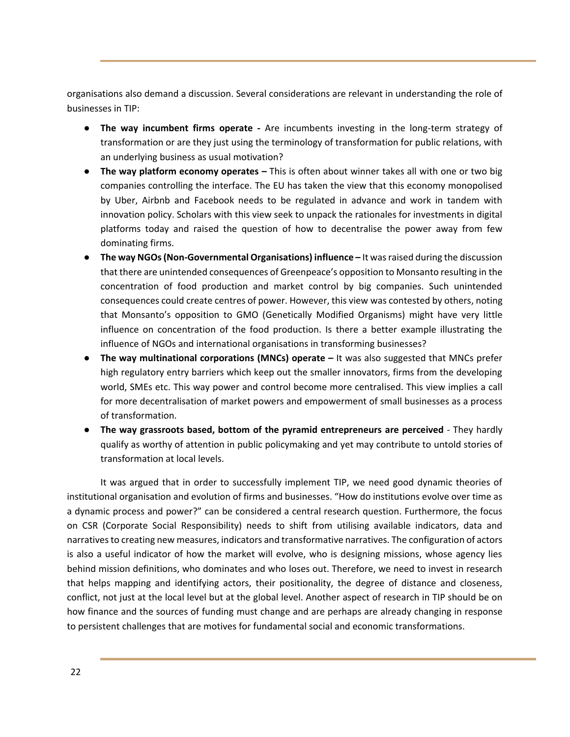organisations also demand a discussion. Several considerations are relevant in understanding the role of businesses in TIP:

- **The way incumbent firms operate -** Are incumbents investing in the long-term strategy of transformation or are they just using the terminology of transformation for public relations, with an underlying business as usual motivation?
- **The way platform economy operates –** This is often about winner takes all with one or two big companies controlling the interface. The EU has taken the view that this economy monopolised by Uber, Airbnb and Facebook needs to be regulated in advance and work in tandem with innovation policy. Scholars with this view seek to unpack the rationales for investments in digital platforms today and raised the question of how to decentralise the power away from few dominating firms.
- **The way NGOs (Non-Governmental Organisations) influence –** It was raised during the discussion that there are unintended consequences of Greenpeace's opposition to Monsanto resulting in the concentration of food production and market control by big companies. Such unintended consequences could create centres of power. However, this view was contested by others, noting that Monsanto's opposition to GMO (Genetically Modified Organisms) might have very little influence on concentration of the food production. Is there a better example illustrating the influence of NGOs and international organisations in transforming businesses?
- **The way multinational corporations (MNCs) operate –** It was also suggested that MNCs prefer high regulatory entry barriers which keep out the smaller innovators, firms from the developing world, SMEs etc. This way power and control become more centralised. This view implies a call for more decentralisation of market powers and empowerment of small businesses as a process of transformation.
- **The way grassroots based, bottom of the pyramid entrepreneurs are perceived** - They hardly qualify as worthy of attention in public policymaking and yet may contribute to untold stories of transformation at local levels.

It was argued that in order to successfully implement TIP, we need good dynamic theories of institutional organisation and evolution of firms and businesses. "How do institutions evolve over time as a dynamic process and power?" can be considered a central research question. Furthermore, the focus on CSR (Corporate Social Responsibility) needs to shift from utilising available indicators, data and narratives to creating new measures, indicators and transformative narratives. The configuration of actors is also a useful indicator of how the market will evolve, who is designing missions, whose agency lies behind mission definitions, who dominates and who loses out. Therefore, we need to invest in research that helps mapping and identifying actors, their positionality, the degree of distance and closeness, conflict, not just at the local level but at the global level. Another aspect of research in TIP should be on how finance and the sources of funding must change and are perhaps are already changing in response to persistent challenges that are motives for fundamental social and economic transformations.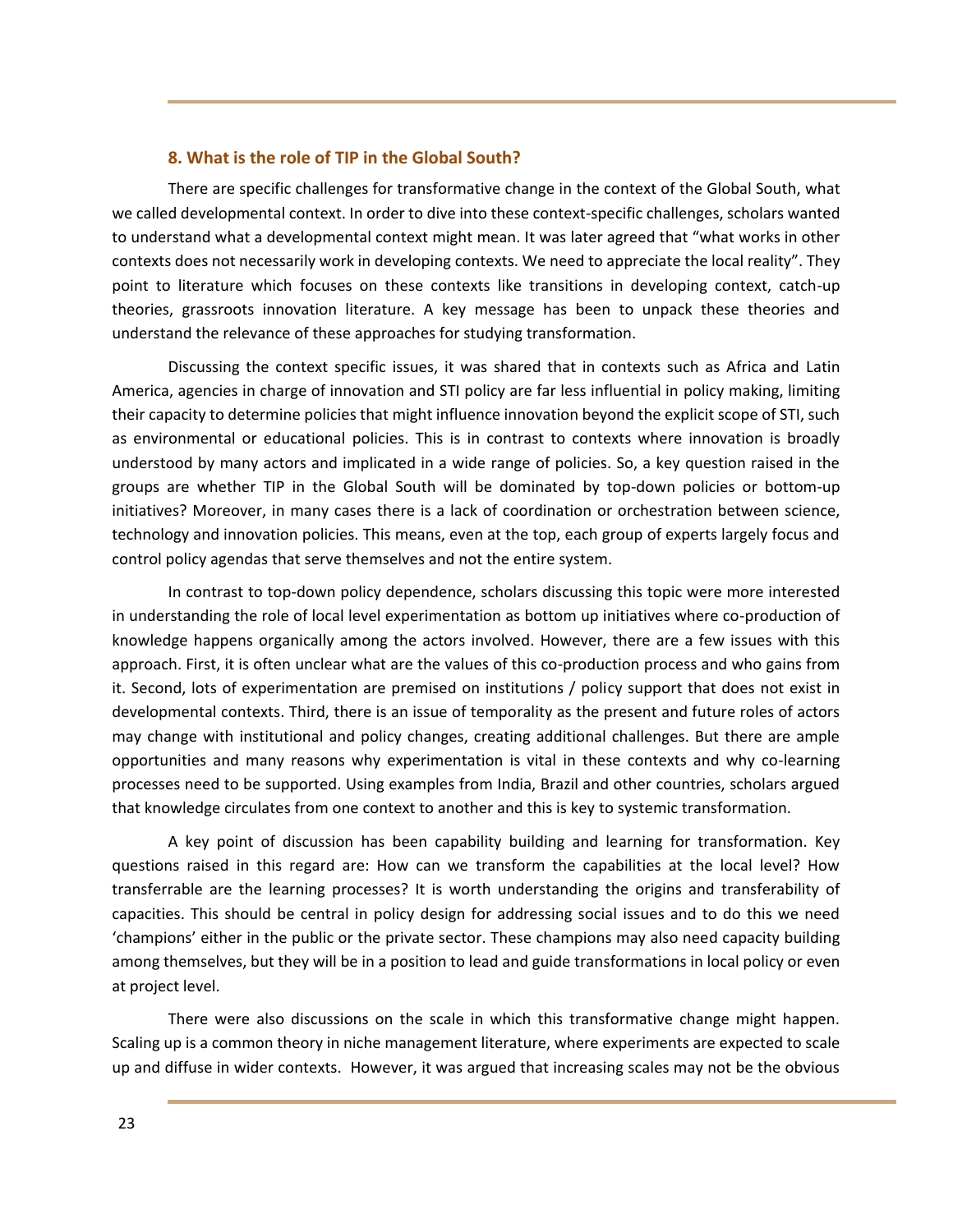### 8. What is the role of TIP in the Global South?

There are specific challenges for transformative change in the context of the Global South, what we called developmental context. In order to dive into these context-specific challenges, scholars wanted to understand what a developmental context might mean. It was later agreed that "what works in other contexts does not necessarily work in developing contexts. We need to appreciate the local reality". They point to literature which focuses on these contexts like transitions in developing context, catch-up theories, grassroots innovation literature. A key message has been to unpack these theories and understand the relevance of these approaches for studying transformation.

Discussing the context specific issues, it was shared that in contexts such as Africa and Latin America, agencies in charge of innovation and STI policy are far less influential in policy making, limiting their capacity to determine policies that might influence innovation beyond the explicit scope of STI, such as environmental or educational policies. This is in contrast to contexts where innovation is broadly understood by many actors and implicated in a wide range of policies. So, a key question raised in the groups are whether TIP in the Global South will be dominated by top-down policies or bottom-up initiatives? Moreover, in many cases there is a lack of coordination or orchestration between science, technology and innovation policies. This means, even at the top, each group of experts largely focus and control policy agendas that serve themselves and not the entire system.

In contrast to top-down policy dependence, scholars discussing this topic were more interested in understanding the role of local level experimentation as bottom up initiatives where co-production of knowledge happens organically among the actors involved. However, there are a few issues with this approach. First, it is often unclear what are the values of this co-production process and who gains from it. Second, lots of experimentation are premised on institutions / policy support that does not exist in developmental contexts. Third, there is an issue of temporality as the present and future roles of actors may change with institutional and policy changes, creating additional challenges. But there are ample opportunities and many reasons why experimentation is vital in these contexts and why co-learning processes need to be supported. Using examples from India, Brazil and other countries, scholars argued that knowledge circulates from one context to another and this is key to systemic transformation.

A key point of discussion has been capability building and learning for transformation. Key questions raised in this regard are: How can we transform the capabilities at the local level? How transferrable are the learning processes? It is worth understanding the origins and transferability of capacities. This should be central in policy design for addressing social issues and to do this we need 'champions' either in the public or the private sector. These champions may also need capacity building among themselves, but they will be in a position to lead and guide transformations in local policy or even at project level.

There were also discussions on the scale in which this transformative change might happen. Scaling up is a common theory in niche management literature, where experiments are expected to scale up and diffuse in wider contexts. However, it was argued that increasing scales may not be the obvious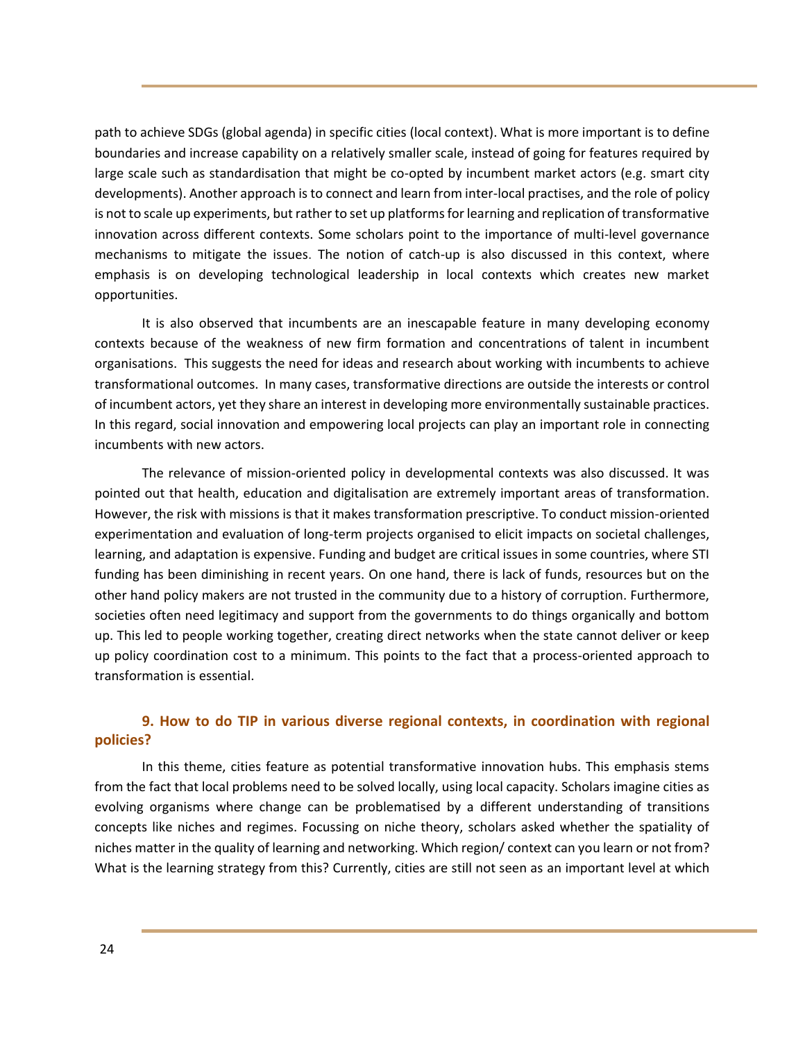path to achieve SDGs (global agenda) in specific cities (local context). What is more important is to define boundaries and increase capability on a relatively smaller scale, instead of going for features required by large scale such as standardisation that might be co-opted by incumbent market actors (e.g. smart city developments). Another approach is to connect and learn from inter-local practises, and the role of policy is not to scale up experiments, but rather to set up platforms for learning and replication of transformative innovation across different contexts. Some scholars point to the importance of multi-level governance mechanisms to mitigate the issues. The notion of catch-up is also discussed in this context, where emphasis is on developing technological leadership in local contexts which creates new market opportunities.

It is also observed that incumbents are an inescapable feature in many developing economy contexts because of the weakness of new firm formation and concentrations of talent in incumbent organisations. This suggests the need for ideas and research about working with incumbents to achieve transformational outcomes. In many cases, transformative directions are outside the interests or control of incumbent actors, yet they share an interest in developing more environmentally sustainable practices. In this regard, social innovation and empowering local projects can play an important role in connecting incumbents with new actors.

The relevance of mission-oriented policy in developmental contexts was also discussed. It was pointed out that health, education and digitalisation are extremely important areas of transformation. However, the risk with missions is that it makes transformation prescriptive. To conduct mission-oriented experimentation and evaluation of long-term projects organised to elicit impacts on societal challenges, learning, and adaptation is expensive. Funding and budget are critical issues in some countries, where STI funding has been diminishing in recent years. On one hand, there is lack of funds, resources but on the other hand policy makers are not trusted in the community due to a history of corruption. Furthermore, societies often need legitimacy and support from the governments to do things organically and bottom up. This led to people working together, creating direct networks when the state cannot deliver or keep up policy coordination cost to a minimum. This points to the fact that a process-oriented approach to transformation is essential.

### 9. How to do TIP in various diverse regional contexts, in coordination with regional policies?

In this theme, cities feature as potential transformative innovation hubs. This emphasis stems from the fact that local problems need to be solved locally, using local capacity. Scholars imagine cities as evolving organisms where change can be problematised by a different understanding of transitions concepts like niches and regimes. Focussing on niche theory, scholars asked whether the spatiality of niches matter in the quality of learning and networking. Which region/ context can you learn or not from? What is the learning strategy from this? Currently, cities are still not seen as an important level at which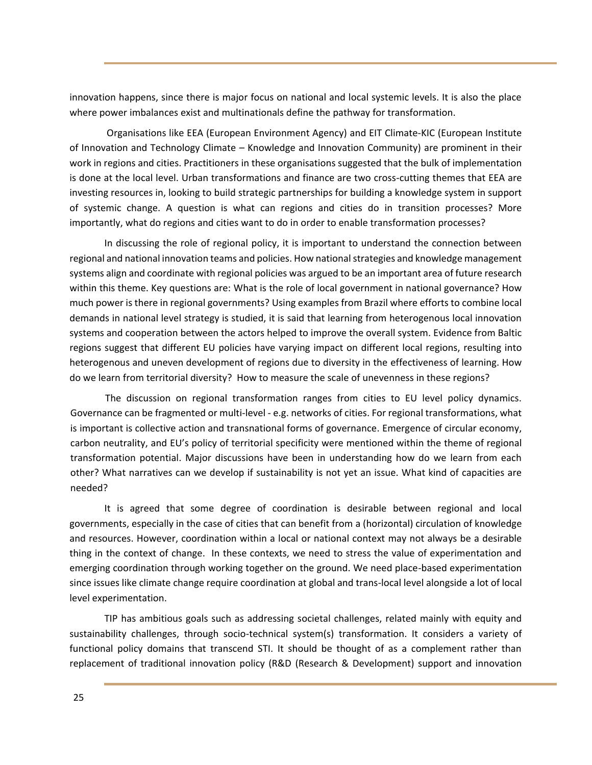innovation happens, since there is major focus on national and local systemic levels. It is also the place where power imbalances exist and multinationals define the pathway for transformation.

Organisations like EEA (European Environment Agency) and EIT Climate-KIC (European Institute of Innovation and Technology Climate – Knowledge and Innovation Community) are prominent in their work in regions and cities. Practitioners in these organisations suggested that the bulk of implementation is done at the local level. Urban transformations and finance are two cross-cutting themes that EEA are investing resources in, looking to build strategic partnerships for building a knowledge system in support of systemic change. A question is what can regions and cities do in transition processes? More importantly, what do regions and cities want to do in order to enable transformation processes?

In discussing the role of regional policy, it is important to understand the connection between regional and national innovation teams and policies. How national strategies and knowledge management systems align and coordinate with regional policies was argued to be an important area of future research within this theme. Key questions are: What is the role of local government in national governance? How much power is there in regional governments? Using examples from Brazil where efforts to combine local demands in national level strategy is studied, it is said that learning from heterogenous local innovation systems and cooperation between the actors helped to improve the overall system. Evidence from Baltic regions suggest that different EU policies have varying impact on different local regions, resulting into heterogenous and uneven development of regions due to diversity in the effectiveness of learning. How do we learn from territorial diversity? How to measure the scale of unevenness in these regions?

The discussion on regional transformation ranges from cities to EU level policy dynamics. Governance can be fragmented or multi-level - e.g. networks of cities. For regional transformations, what is important is collective action and transnational forms of governance. Emergence of circular economy, carbon neutrality, and EU's policy of territorial specificity were mentioned within the theme of regional transformation potential. Major discussions have been in understanding how do we learn from each other? What narratives can we develop if sustainability is not yet an issue. What kind of capacities are needed?

It is agreed that some degree of coordination is desirable between regional and local governments, especially in the case of cities that can benefit from a (horizontal) circulation of knowledge and resources. However, coordination within a local or national context may not always be a desirable thing in the context of change. In these contexts, we need to stress the value of experimentation and emerging coordination through working together on the ground. We need place-based experimentation since issues like climate change require coordination at global and trans-local level alongside a lot of local level experimentation.

TIP has ambitious goals such as addressing societal challenges, related mainly with equity and sustainability challenges, through socio-technical system(s) transformation. It considers a variety of functional policy domains that transcend STI. It should be thought of as a complement rather than replacement of traditional innovation policy (R&D (Research & Development) support and innovation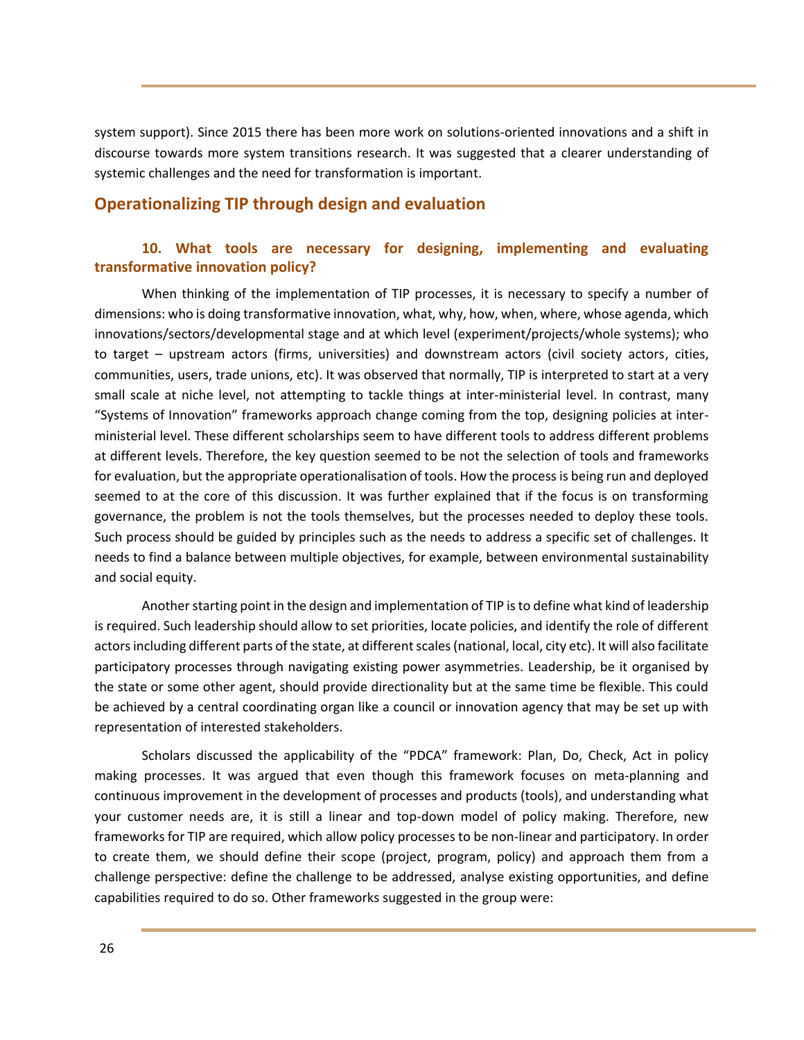system support). Since 2015 there has been more work on solutions-oriented innovations and a shift in discourse towards more system transitions research. It was suggested that a clearer understanding of systemic challenges and the need for transformation is important.

## Operationalizing TIP through design and evaluation

### 10. What tools are necessary for designing, implementing and evaluating transformative innovation policy?

When thinking of the implementation of TIP processes, it is necessary to specify a number of dimensions: who is doing transformative innovation, what, why, how, when, where, whose agenda, which innovations/sectors/developmental stage and at which level (experiment/projects/whole systems); who to target – upstream actors (firms, universities) and downstream actors (civil society actors, cities, communities, users, trade unions, etc). It was observed that normally, TIP is interpreted to start at a very small scale at niche level, not attempting to tackle things at inter-ministerial level. In contrast, many "Systems of Innovation" frameworks approach change coming from the top, designing policies at inter-ministerial level. These different scholarships seem to have different tools to address different problems at different levels. Therefore, the key question seemed to be not the selection of tools and frameworks for evaluation, but the appropriate operationalisation of tools. How the process is being run and deployed seemed to at the core of this discussion. It was further explained that if the focus is on transforming governance, the problem is not the tools themselves, but the processes needed to deploy these tools. Such process should be guided by principles such as the needs to address a specific set of challenges. It needs to find a balance between multiple objectives, for example, between environmental sustainability and social equity.

Another starting point in the design and implementation of TIP is to define what kind of leadership is required. Such leadership should allow to set priorities, locate policies, and identify the role of different actors including different parts of the state, at different scales (national, local, city etc). It will also facilitate participatory processes through navigating existing power asymmetries. Leadership, be it organised by the state or some other agent, should provide directionality but at the same time be flexible. This could be achieved by a central coordinating organ like a council or innovation agency that may be set up with representation of interested stakeholders.

Scholars discussed the applicability of the "PDCA" framework: Plan, Do, Check, Act in policy making processes. It was argued that even though this framework focuses on meta-planning and continuous improvement in the development of processes and products (tools), and understanding what your customer needs are, it is still a linear and top-down model of policy making. Therefore, new frameworks for TIP are required, which allow policy processes to be non-linear and participatory. In order to create them, we should define their scope (project, program, policy) and approach them from a challenge perspective: define the challenge to be addressed, analyse existing opportunities, and define capabilities required to do so. Other frameworks suggested in the group were: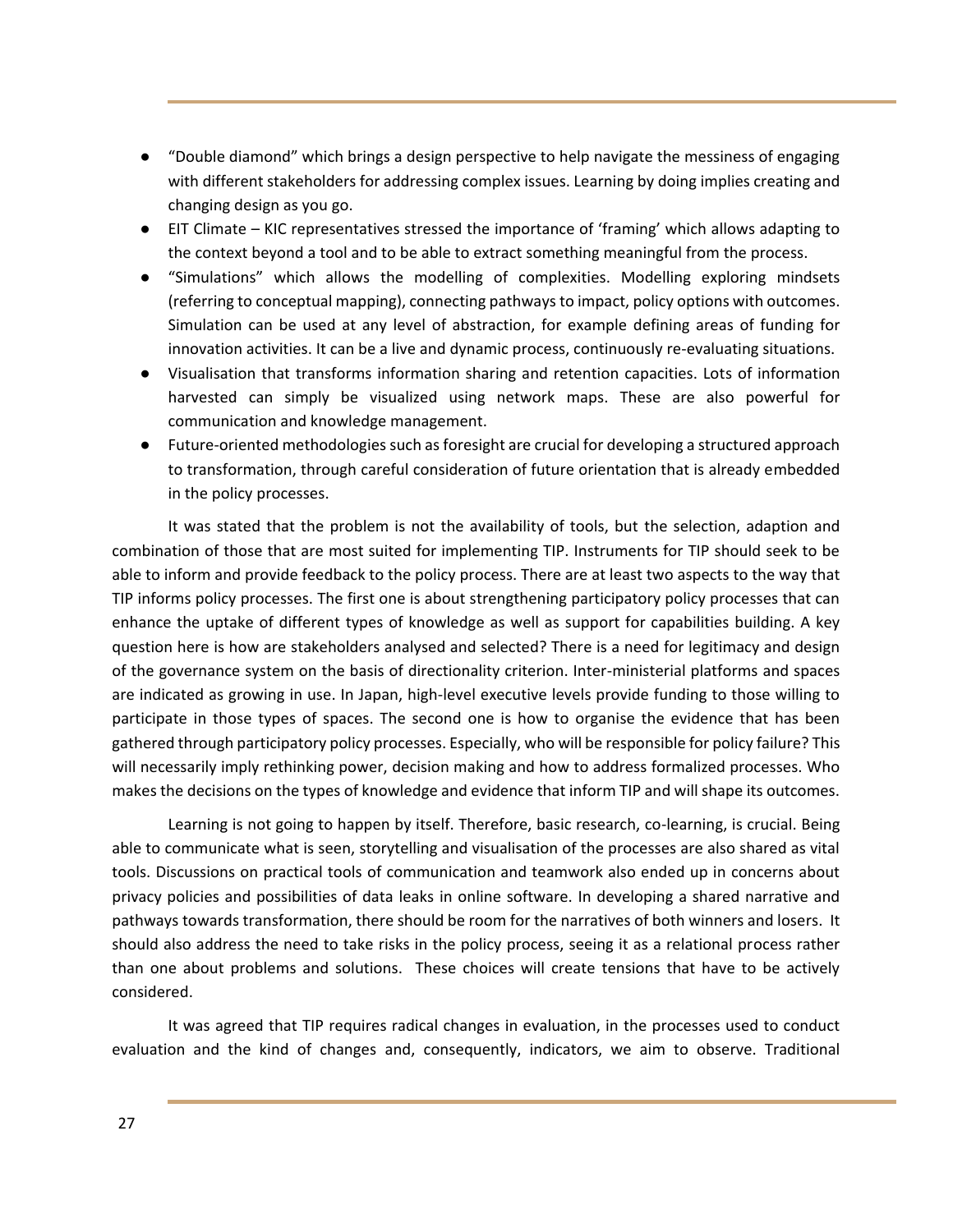- "Double diamond" which brings a design perspective to help navigate the messiness of engaging with different stakeholders for addressing complex issues. Learning by doing implies creating and changing design as you go.
- EIT Climate – KIC representatives stressed the importance of 'framing' which allows adapting to the context beyond a tool and to be able to extract something meaningful from the process.
- "Simulations" which allows the modelling of complexities. Modelling exploring mindsets (referring to conceptual mapping), connecting pathways to impact, policy options with outcomes. Simulation can be used at any level of abstraction, for example defining areas of funding for innovation activities. It can be a live and dynamic process, continuously re-evaluating situations.
- Visualisation that transforms information sharing and retention capacities. Lots of information harvested can simply be visualized using network maps. These are also powerful for communication and knowledge management.
- Future-oriented methodologies such as foresight are crucial for developing a structured approach to transformation, through careful consideration of future orientation that is already embedded in the policy processes.

It was stated that the problem is not the availability of tools, but the selection, adaption and combination of those that are most suited for implementing TIP. Instruments for TIP should seek to be able to inform and provide feedback to the policy process. There are at least two aspects to the way that TIP informs policy processes. The first one is about strengthening participatory policy processes that can enhance the uptake of different types of knowledge as well as support for capabilities building. A key question here is how are stakeholders analysed and selected? There is a need for legitimacy and design of the governance system on the basis of directionality criterion. Inter-ministerial platforms and spaces are indicated as growing in use. In Japan, high-level executive levels provide funding to those willing to participate in those types of spaces. The second one is how to organise the evidence that has been gathered through participatory policy processes. Especially, who will be responsible for policy failure? This will necessarily imply rethinking power, decision making and how to address formalized processes. Who makes the decisions on the types of knowledge and evidence that inform TIP and will shape its outcomes.

Learning is not going to happen by itself. Therefore, basic research, co-learning, is crucial. Being able to communicate what is seen, storytelling and visualisation of the processes are also shared as vital tools. Discussions on practical tools of communication and teamwork also ended up in concerns about privacy policies and possibilities of data leaks in online software. In developing a shared narrative and pathways towards transformation, there should be room for the narratives of both winners and losers. It should also address the need to take risks in the policy process, seeing it as a relational process rather than one about problems and solutions. These choices will create tensions that have to be actively considered.

It was agreed that TIP requires radical changes in evaluation, in the processes used to conduct evaluation and the kind of changes and, consequently, indicators, we aim to observe. Traditional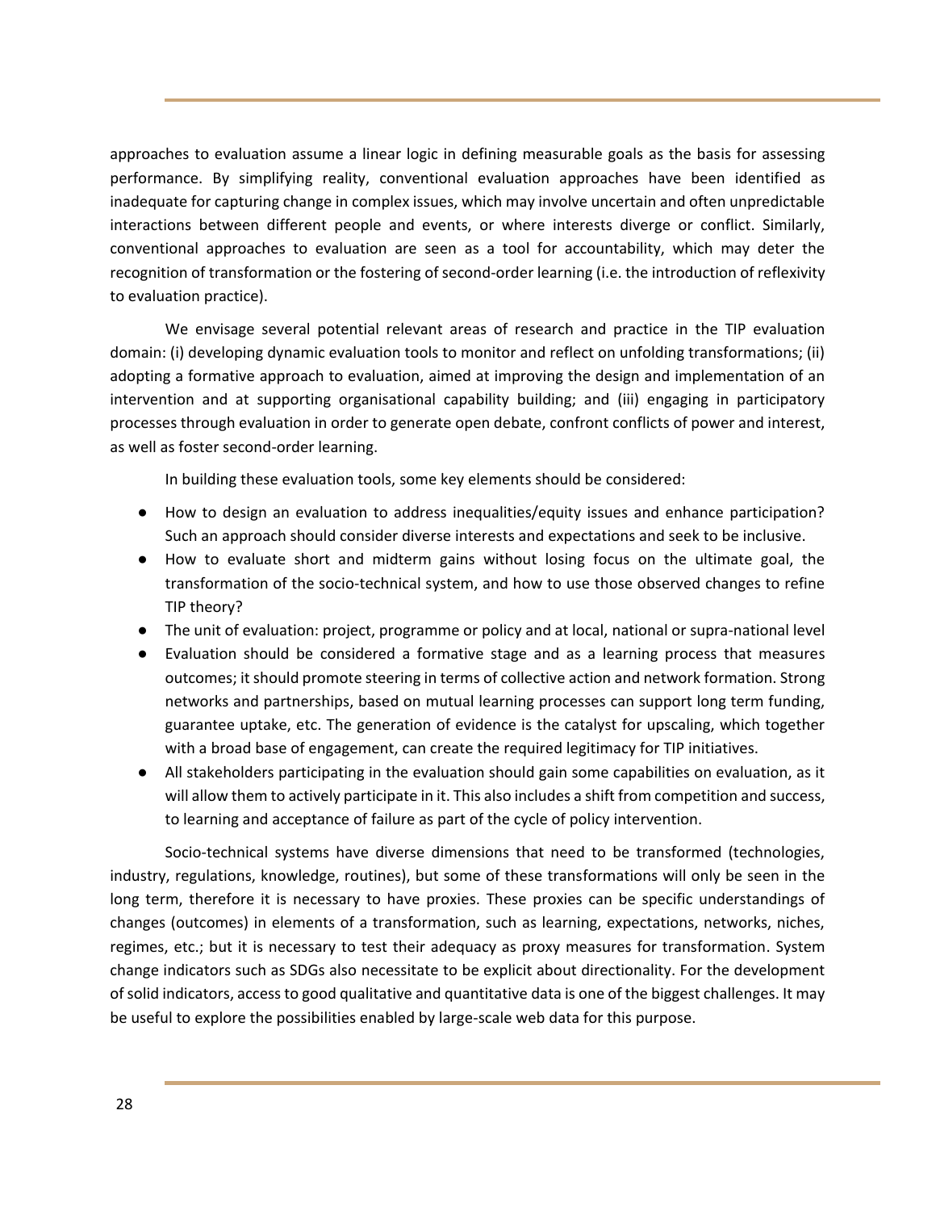approaches to evaluation assume a linear logic in defining measurable goals as the basis for assessing performance. By simplifying reality, conventional evaluation approaches have been identified as inadequate for capturing change in complex issues, which may involve uncertain and often unpredictable interactions between different people and events, or where interests diverge or conflict. Similarly, conventional approaches to evaluation are seen as a tool for accountability, which may deter the recognition of transformation or the fostering of second-order learning (i.e. the introduction of reflexivity to evaluation practice).

We envisage several potential relevant areas of research and practice in the TIP evaluation domain: (i) developing dynamic evaluation tools to monitor and reflect on unfolding transformations; (ii) adopting a formative approach to evaluation, aimed at improving the design and implementation of an intervention and at supporting organisational capability building; and (iii) engaging in participatory processes through evaluation in order to generate open debate, confront conflicts of power and interest, as well as foster second-order learning.

In building these evaluation tools, some key elements should be considered:

- How to design an evaluation to address inequalities/equity issues and enhance participation? Such an approach should consider diverse interests and expectations and seek to be inclusive.
- How to evaluate short and midterm gains without losing focus on the ultimate goal, the transformation of the socio-technical system, and how to use those observed changes to refine TIP theory?
- The unit of evaluation: project, programme or policy and at local, national or supra-national level
- Evaluation should be considered a formative stage and as a learning process that measures outcomes; it should promote steering in terms of collective action and network formation. Strong networks and partnerships, based on mutual learning processes can support long term funding, guarantee uptake, etc. The generation of evidence is the catalyst for upscaling, which together with a broad base of engagement, can create the required legitimacy for TIP initiatives.
- All stakeholders participating in the evaluation should gain some capabilities on evaluation, as it will allow them to actively participate in it. This also includes a shift from competition and success, to learning and acceptance of failure as part of the cycle of policy intervention.

Socio-technical systems have diverse dimensions that need to be transformed (technologies, industry, regulations, knowledge, routines), but some of these transformations will only be seen in the long term, therefore it is necessary to have proxies. These proxies can be specific understandings of changes (outcomes) in elements of a transformation, such as learning, expectations, networks, niches, regimes, etc.; but it is necessary to test their adequacy as proxy measures for transformation. System change indicators such as SDGs also necessitate to be explicit about directionality. For the development of solid indicators, access to good qualitative and quantitative data is one of the biggest challenges. It may be useful to explore the possibilities enabled by large-scale web data for this purpose.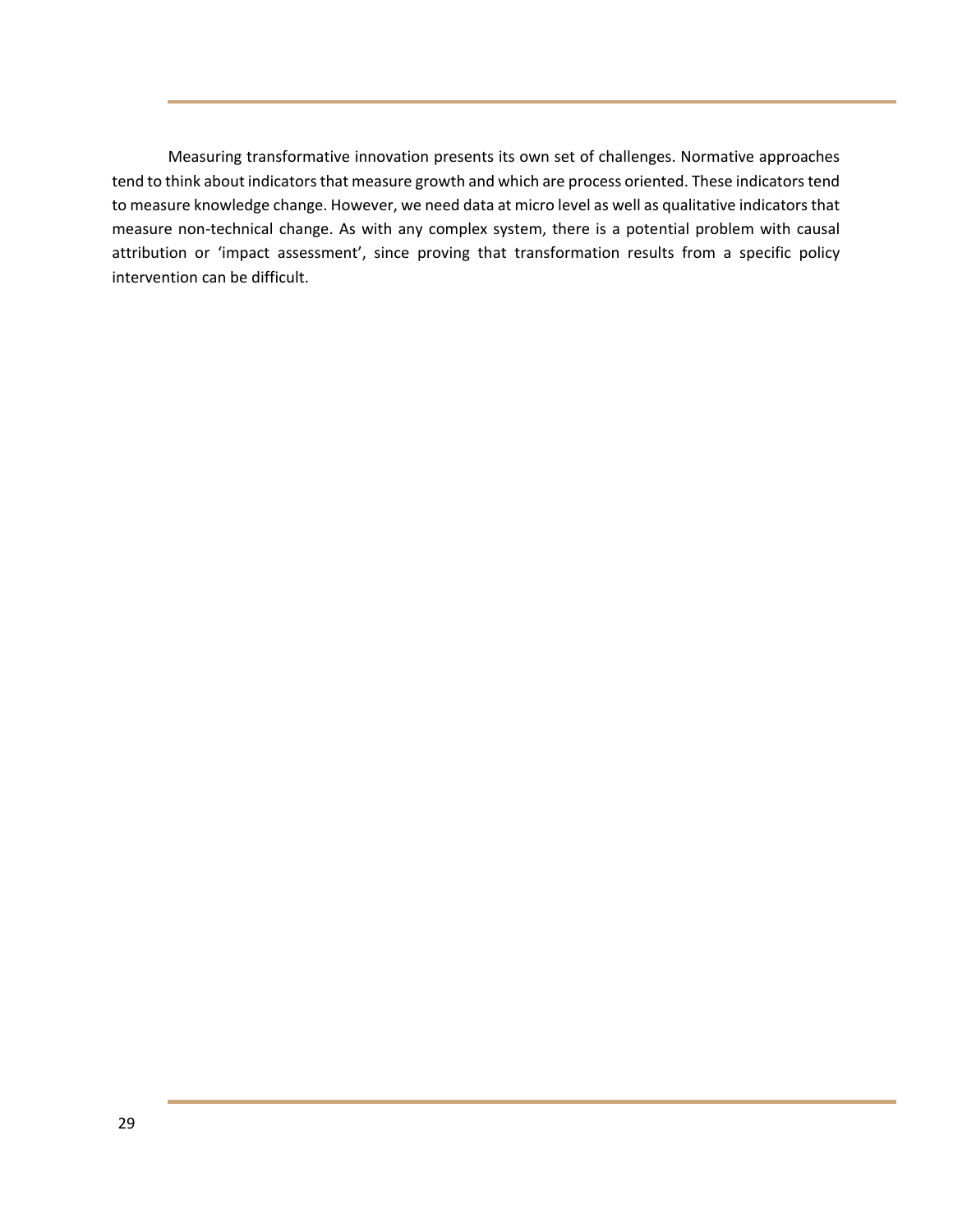Measuring transformative innovation presents its own set of challenges. Normative approaches tend to think about indicators that measure growth and which are process oriented. These indicators tend to measure knowledge change. However, we need data at micro level as well as qualitative indicators that measure non-technical change. As with any complex system, there is a potential problem with causal attribution or 'impact assessment', since proving that transformation results from a specific policy intervention can be difficult.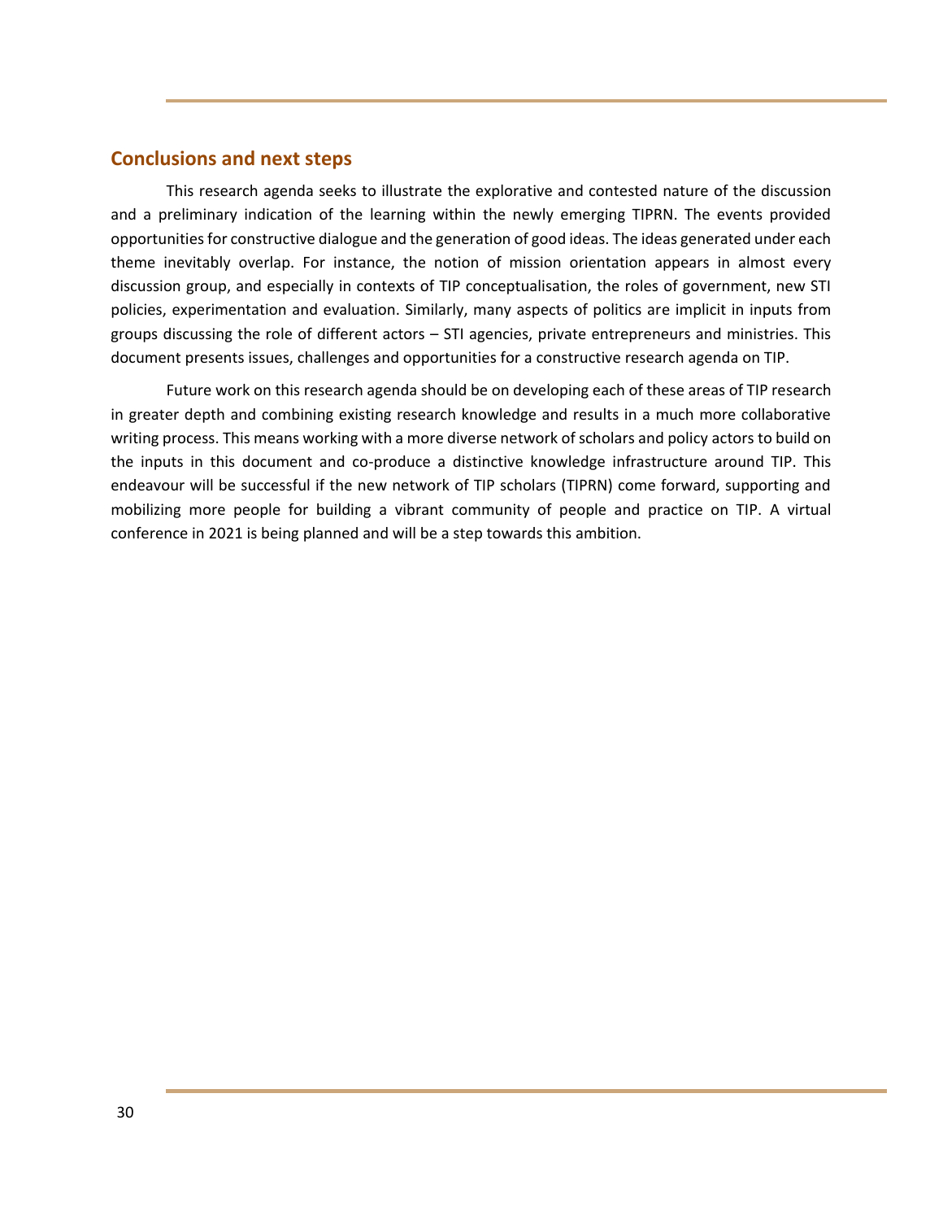## Conclusions and next steps

This research agenda seeks to illustrate the explorative and contested nature of the discussion and a preliminary indication of the learning within the newly emerging TIPRN. The events provided opportunities for constructive dialogue and the generation of good ideas. The ideas generated under each theme inevitably overlap. For instance, the notion of mission orientation appears in almost every discussion group, and especially in contexts of TIP conceptualisation, the roles of government, new STI policies, experimentation and evaluation. Similarly, many aspects of politics are implicit in inputs from groups discussing the role of different actors – STI agencies, private entrepreneurs and ministries. This document presents issues, challenges and opportunities for a constructive research agenda on TIP.

Future work on this research agenda should be on developing each of these areas of TIP research in greater depth and combining existing research knowledge and results in a much more collaborative writing process. This means working with a more diverse network of scholars and policy actors to build on the inputs in this document and co-produce a distinctive knowledge infrastructure around TIP. This endeavour will be successful if the new network of TIP scholars (TIPRN) come forward, supporting and mobilizing more people for building a vibrant community of people and practice on TIP. A virtual conference in 2021 is being planned and will be a step towards this ambition.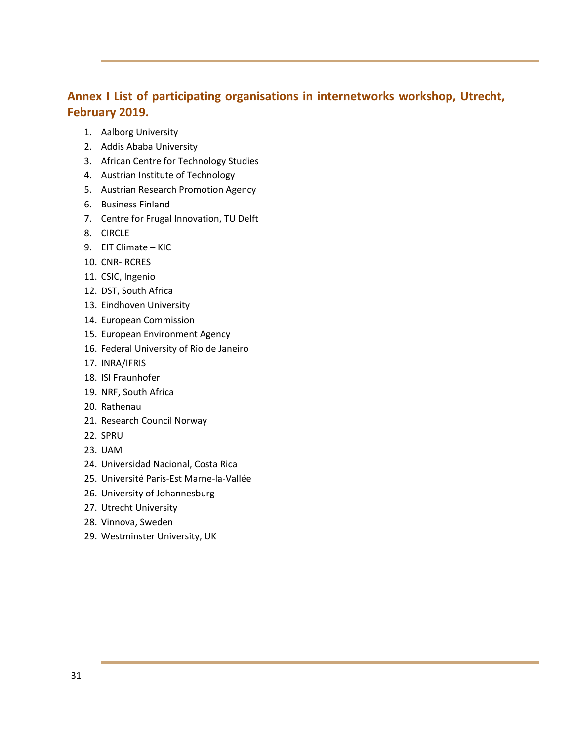## Annex I List of participating organisations in internetworks workshop, Utrecht, February 2019.

1. Aalborg University
2. Addis Ababa University
3. African Centre for Technology Studies
4. Austrian Institute of Technology
5. Austrian Research Promotion Agency
6. Business Finland
7. Centre for Frugal Innovation, TU Delft
8. CIRCLE
9. EIT Climate – KIC
10. CNR-IRCRES
11. CSIC, Ingenio
12. DST, South Africa
13. Eindhoven University
14. European Commission
15. European Environment Agency
16. Federal University of Rio de Janeiro
17. INRA/IFRIS
18. ISI Fraunhofer
19. NRF, South Africa
20. Rathenau
21. Research Council Norway
22. SPRU
23. UAM
24. Universidad Nacional, Costa Rica
25. Université Paris-Est Marne-la-Vallée
26. University of Johannesburg
27. Utrecht University
28. Vinnova, Sweden
29. Westminster University, UK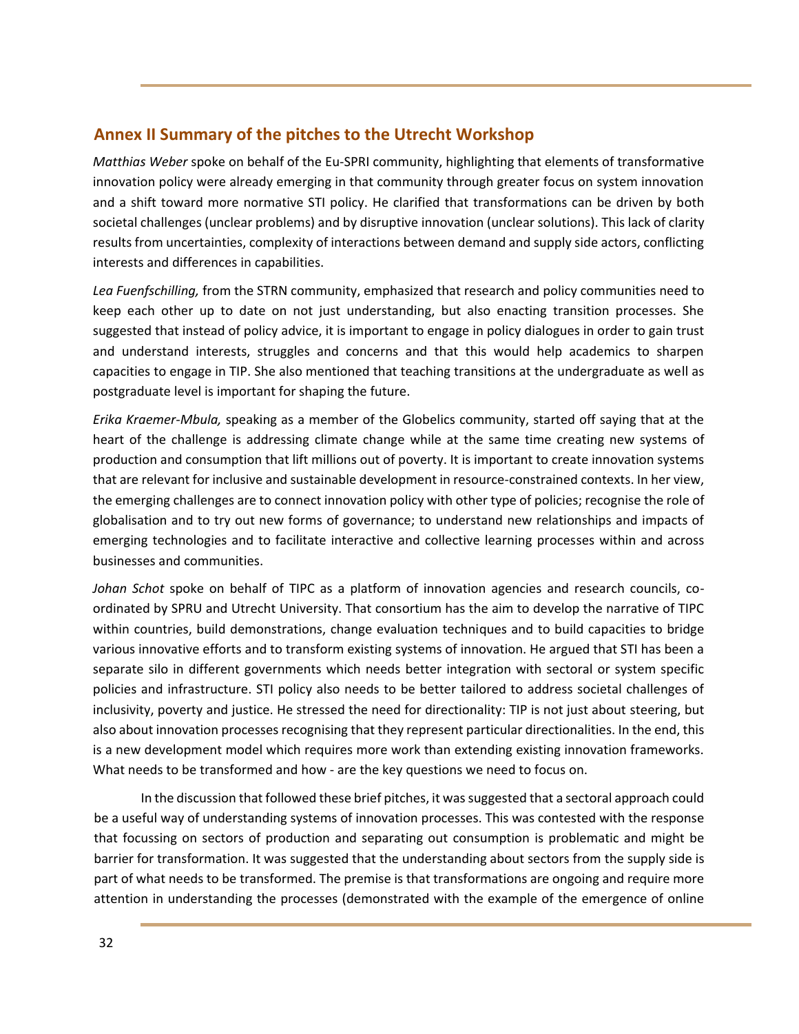## Annex II Summary of the pitches to the Utrecht Workshop

*Matthias Weber* spoke on behalf of the Eu-SPRI community, highlighting that elements of transformative innovation policy were already emerging in that community through greater focus on system innovation and a shift toward more normative STI policy. He clarified that transformations can be driven by both societal challenges (unclear problems) and by disruptive innovation (unclear solutions). This lack of clarity results from uncertainties, complexity of interactions between demand and supply side actors, conflicting interests and differences in capabilities.

*Lea Fuenfschilling,* from the STRN community, emphasized that research and policy communities need to keep each other up to date on not just understanding, but also enacting transition processes. She suggested that instead of policy advice, it is important to engage in policy dialogues in order to gain trust and understand interests, struggles and concerns and that this would help academics to sharpen capacities to engage in TIP. She also mentioned that teaching transitions at the undergraduate as well as postgraduate level is important for shaping the future.

*Erika Kraemer-Mbula,* speaking as a member of the Globelics community, started off saying that at the heart of the challenge is addressing climate change while at the same time creating new systems of production and consumption that lift millions out of poverty. It is important to create innovation systems that are relevant for inclusive and sustainable development in resource-constrained contexts. In her view, the emerging challenges are to connect innovation policy with other type of policies; recognise the role of globalisation and to try out new forms of governance; to understand new relationships and impacts of emerging technologies and to facilitate interactive and collective learning processes within and across businesses and communities.

*Johan Schot* spoke on behalf of TIPC as a platform of innovation agencies and research councils, co-ordinated by SPRU and Utrecht University. That consortium has the aim to develop the narrative of TIPC within countries, build demonstrations, change evaluation techniques and to build capacities to bridge various innovative efforts and to transform existing systems of innovation. He argued that STI has been a separate silo in different governments which needs better integration with sectoral or system specific policies and infrastructure. STI policy also needs to be better tailored to address societal challenges of inclusivity, poverty and justice. He stressed the need for directionality: TIP is not just about steering, but also about innovation processes recognising that they represent particular directionalities. In the end, this is a new development model which requires more work than extending existing innovation frameworks. What needs to be transformed and how - are the key questions we need to focus on.

In the discussion that followed these brief pitches, it was suggested that a sectoral approach could be a useful way of understanding systems of innovation processes. This was contested with the response that focussing on sectors of production and separating out consumption is problematic and might be barrier for transformation. It was suggested that the understanding about sectors from the supply side is part of what needs to be transformed. The premise is that transformations are ongoing and require more attention in understanding the processes (demonstrated with the example of the emergence of online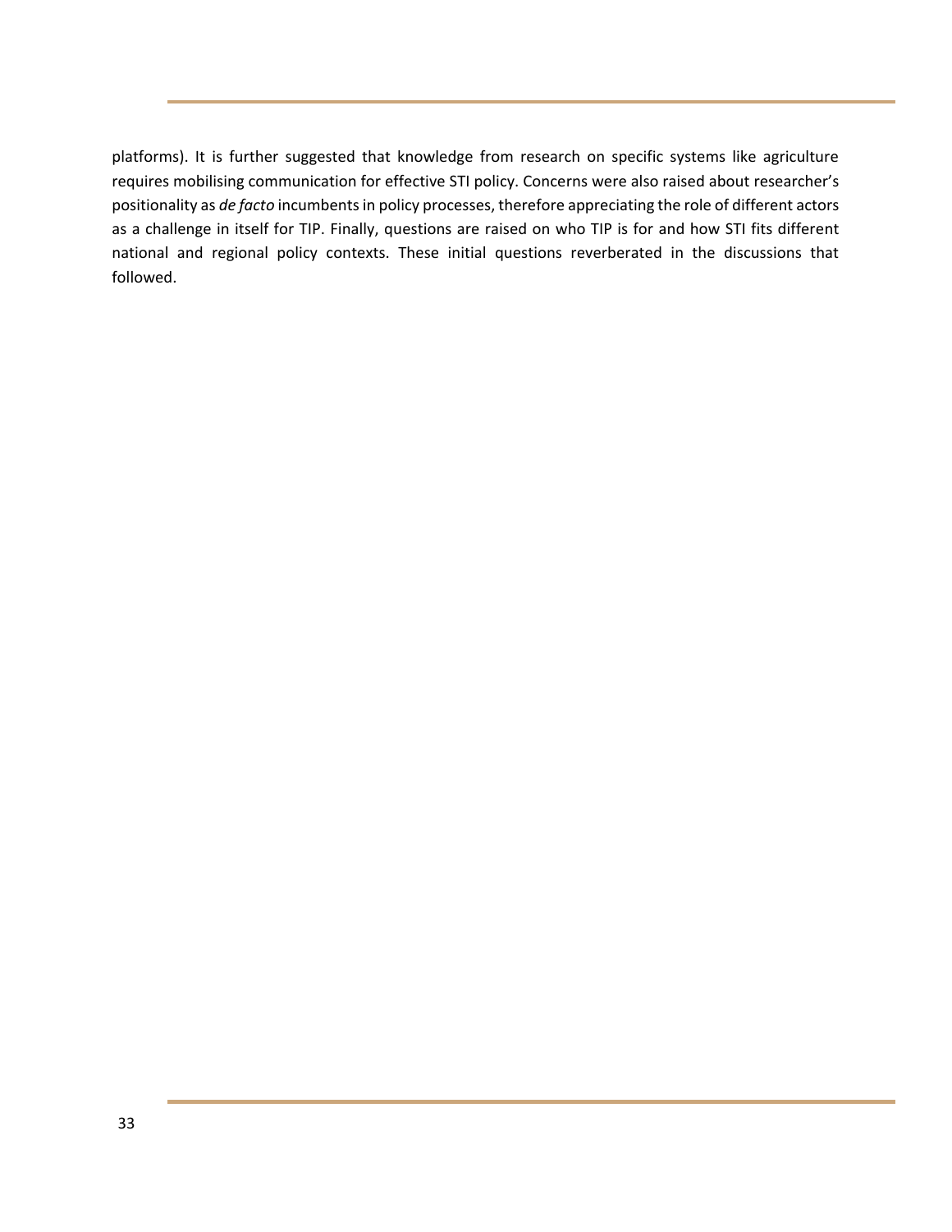platforms). It is further suggested that knowledge from research on specific systems like agriculture requires mobilising communication for effective STI policy. Concerns were also raised about researcher's positionality as *de facto* incumbents in policy processes, therefore appreciating the role of different actors as a challenge in itself for TIP. Finally, questions are raised on who TIP is for and how STI fits different national and regional policy contexts. These initial questions reverberated in the discussions that followed.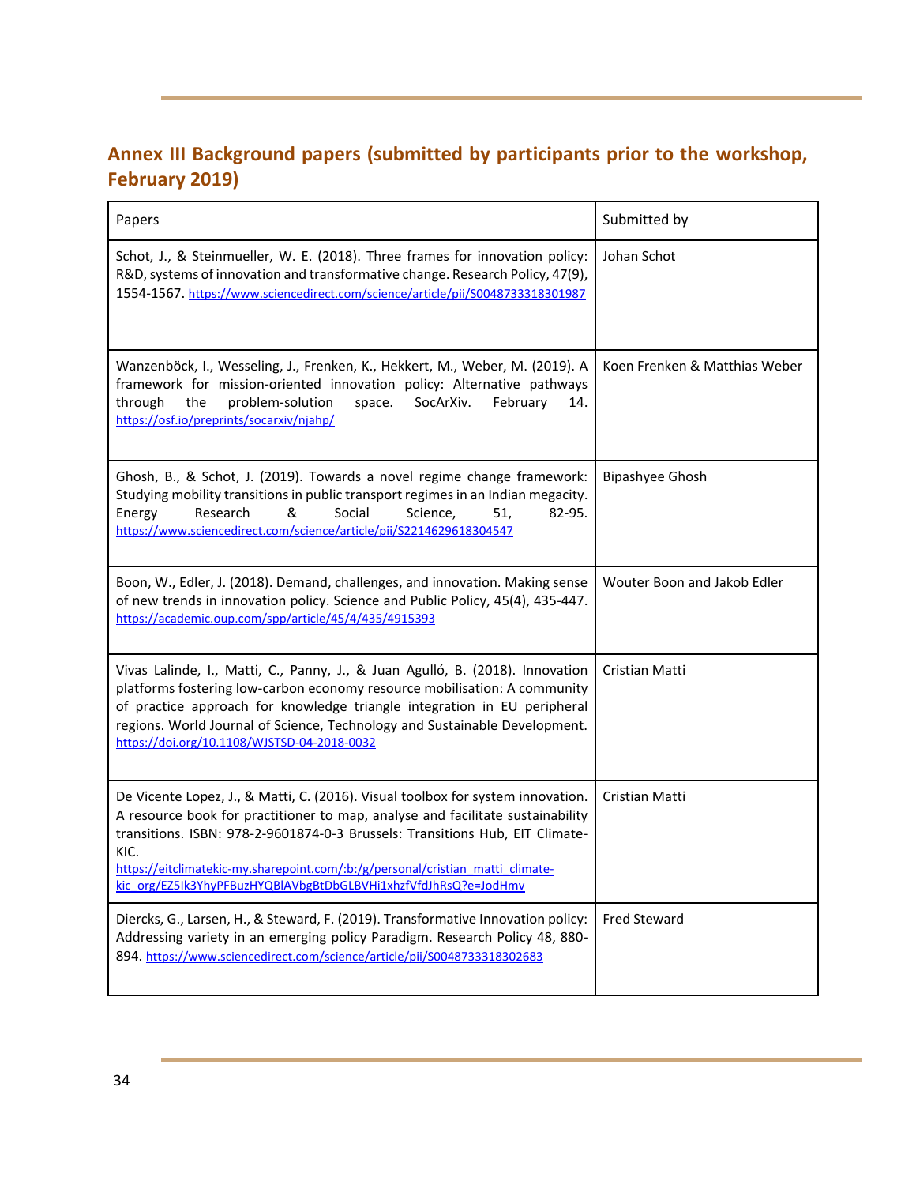## Annex III Background papers (submitted by participants prior to the workshop, February 2019)

| Papers | Submitted by |
| --- | --- |
| Schot, J., & Steinmueller, W. E. (2018). Three frames for innovation policy: R&D, systems of innovation and transformative change. Research Policy, 47(9), 1554-1567. https://www.sciencedirect.com/science/article/pii/S0048733318301987 | Johan Schot |
| Wanzenböck, I., Wesseling, J., Frenken, K., Hekkert, M., Weber, M. (2019). A framework for mission-oriented innovation policy: Alternative pathways through the problem-solution space. SocArXiv. February 14. https://osf.io/preprints/socarxiv/njahp/ | Koen Frenken & Matthias Weber |
| Ghosh, B., & Schot, J. (2019). Towards a novel regime change framework: Studying mobility transitions in public transport regimes in an Indian megacity. Energy Research & Social Science, 51, 82-95. https://www.sciencedirect.com/science/article/pii/S2214629618304547 | Bipashyee Ghosh |
| Boon, W., Edler, J. (2018). Demand, challenges, and innovation. Making sense of new trends in innovation policy. Science and Public Policy, 45(4), 435-447. https://academic.oup.com/spp/article/45/4/435/4915393 | Wouter Boon and Jakob Edler |
| Vivas Lalinde, I., Matti, C., Panny, J., & Juan Agulló, B. (2018). Innovation platforms fostering low-carbon economy resource mobilisation: A community of practice approach for knowledge triangle integration in EU peripheral regions. World Journal of Science, Technology and Sustainable Development. https://doi.org/10.1108/WJSTSD-04-2018-0032 | Cristian Matti |
| De Vicente Lopez, J., & Matti, C. (2016). Visual toolbox for system innovation. A resource book for practitioner to map, analyse and facilitate sustainability transitions. ISBN: 978-2-9601874-0-3 Brussels: Transitions Hub, EIT Climate-KIC. https://eitclimatekic-my.sharepoint.com/:b:/g/personal/cristian_matti_climate-kic_org/EZ5Ik3YhyPFBuzHYQBlAVbgBtDbGLBVHi1xhzfVfdJhRsQ?e=JodHmv | Cristian Matti |
| Diercks, G., Larsen, H., & Steward, F. (2019). Transformative Innovation policy: Addressing variety in an emerging policy Paradigm. Research Policy 48, 880-894. https://www.sciencedirect.com/science/article/pii/S0048733318302683 | Fred Steward |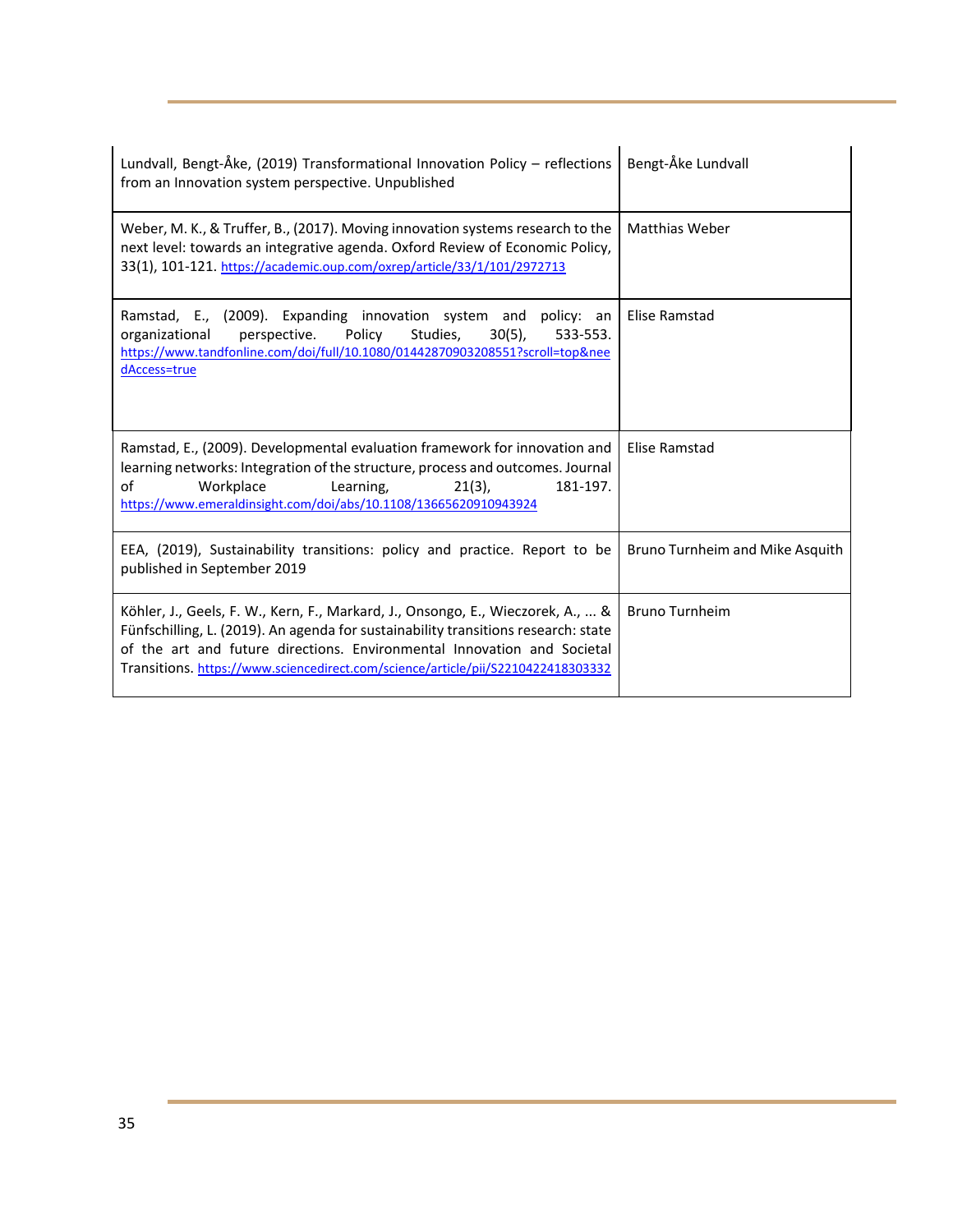| | |
|---|---|
| Lundvall, Bengt-Åke, (2019) Transformational Innovation Policy – reflections from an Innovation system perspective. Unpublished | Bengt-Åke Lundvall |
| Weber, M. K., & Truffer, B., (2017). Moving innovation systems research to the next level: towards an integrative agenda. Oxford Review of Economic Policy, 33(1), 101-121. https://academic.oup.com/oxrep/article/33/1/101/2972713 | Matthias Weber |
| Ramstad, E., (2009). Expanding innovation system and policy: an organizational perspective. Policy Studies, 30(5), 533-553. https://www.tandfonline.com/doi/full/10.1080/01442870903208551?scroll=top&needAccess=true | Elise Ramstad |
| Ramstad, E., (2009). Developmental evaluation framework for innovation and learning networks: Integration of the structure, process and outcomes. Journal of Workplace Learning, 21(3), 181-197. https://www.emeraldinsight.com/doi/abs/10.1108/13665620910943924 | Elise Ramstad |
| EEA, (2019), Sustainability transitions: policy and practice. Report to be published in September 2019 | Bruno Turnheim and Mike Asquith |
| Köhler, J., Geels, F. W., Kern, F., Markard, J., Onsongo, E., Wieczorek, A., ... & Fünfschilling, L. (2019). An agenda for sustainability transitions research: state of the art and future directions. Environmental Innovation and Societal Transitions. https://www.sciencedirect.com/science/article/pii/S2210422418303332 | Bruno Turnheim |